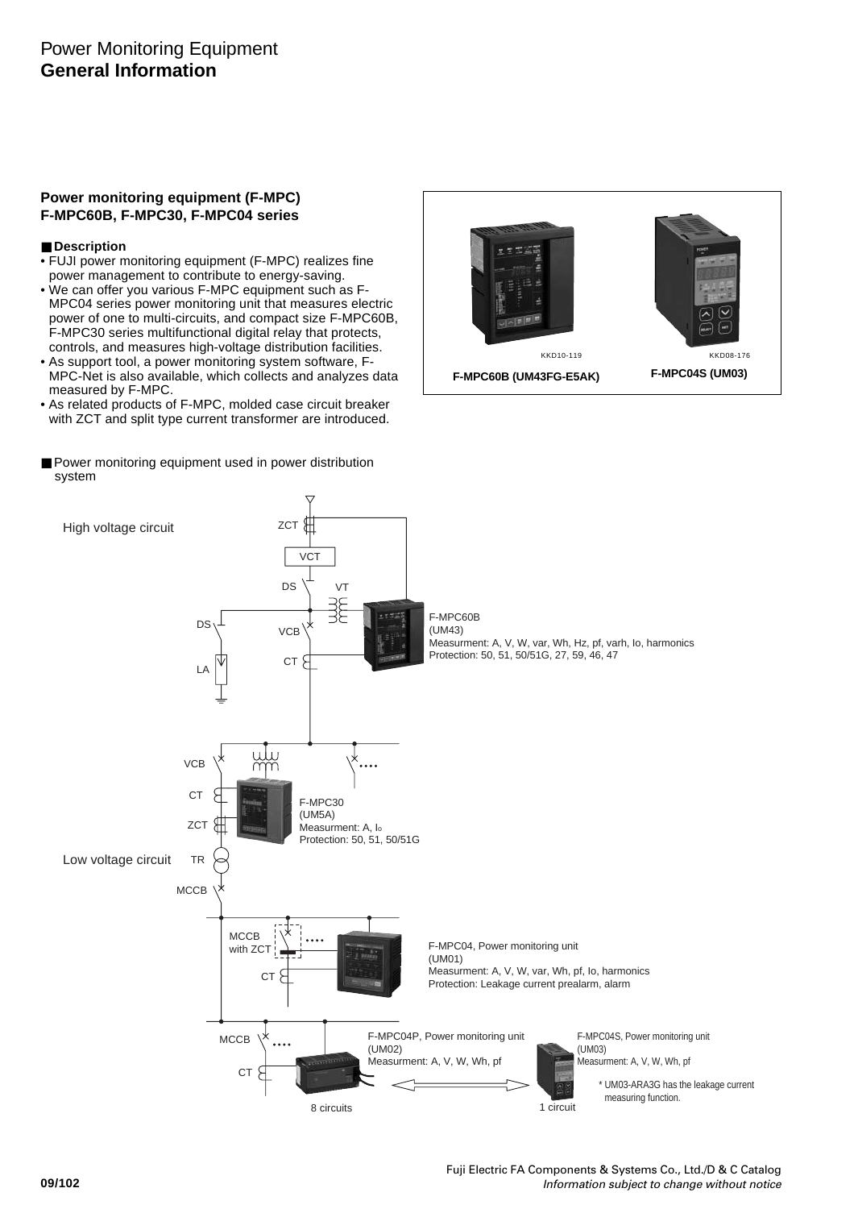# Power Monitoring Equipment
## General Information

### Power monitoring equipment (F-MPC)
### F-MPC60B, F-MPC30, F-MPC04 series

■ **Description**

- FUJI power monitoring equipment (F-MPC) realizes fine power management to contribute to energy-saving.
- We can offer you various F-MPC equipment such as F-MPC04 series power monitoring unit that measures electric power of one to multi-circuits, and compact size F-MPC60B, F-MPC30 series multifunctional digital relay that protects, controls, and measures high-voltage distribution facilities.
- As support tool, a power monitoring system software, F-MPC-Net is also available, which collects and analyzes data measured by F-MPC.
- As related products of F-MPC, molded case circuit breaker with ZCT and split type current transformer are introduced.

KKD10-119 **F-MPC60B (UM43FG-E5AK)**

KKD08-176 **F-MPC04S (UM03)**

■ Power monitoring equipment used in power distribution system

High voltage circuit

ZCT, VCT, DS, VT, DS, VCB, CT, LA

F-MPC60B
(UM43)
Measurment: A, V, W, var, Wh, Hz, pf, varh, Io, harmonics
Protection: 50, 51, 50/51G, 27, 59, 46, 47

VCB, CT, ZCT, TR, MCCB

F-MPC30
(UM5A)
Measurment: A, $I_0$
Protection: 50, 51, 50/51G

Low voltage circuit

MCCB with ZCT, CT

F-MPC04, Power monitoring unit
(UM01)
Measurment: A, V, W, var, Wh, pf, Io, harmonics
Protection: Leakage current prealarm, alarm

MCCB, CT

F-MPC04P, Power monitoring unit
(UM02)
Measurment: A, V, W, Wh, pf

8 circuits

F-MPC04S, Power monitoring unit
(UM03)
Measurment: A, V, W, Wh, pf

* UM03-ARA3G has the leakage current measuring function.

1 circuit

Fuji Electric FA Components & Systems Co., Ltd./D & C Catalog
*Information subject to change without notice*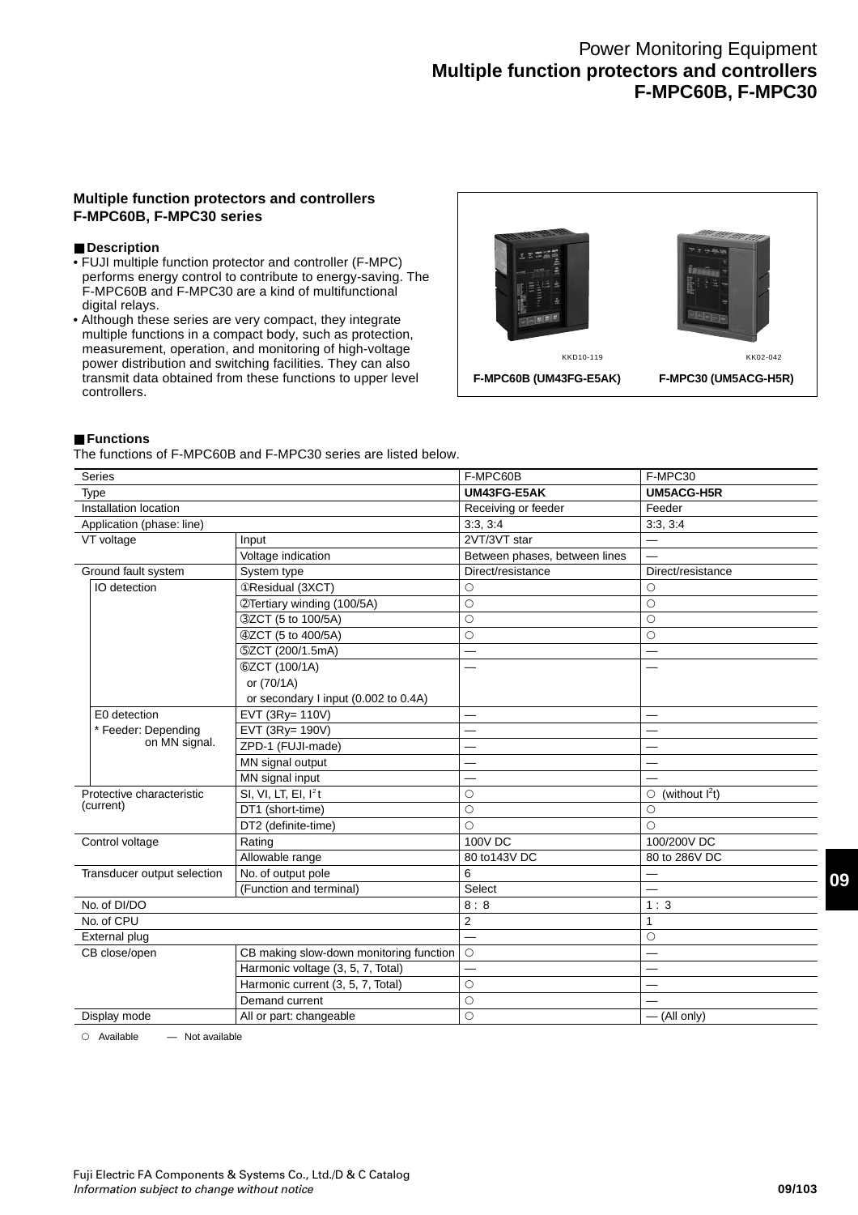# Power Monitoring Equipment
## Multiple function protectors and controllers F-MPC60B, F-MPC30

### Multiple function protectors and controllers F-MPC60B, F-MPC30 series

#### ■ Description

- FUJI multiple function protector and controller (F-MPC) performs energy control to contribute to energy-saving. The F-MPC60B and F-MPC30 are a kind of multifunctional digital relays.
- Although these series are very compact, they integrate multiple functions in a compact body, such as protection, measurement, operation, and monitoring of high-voltage power distribution and switching facilities. They can also transmit data obtained from these functions to upper level controllers.

KKD10-119 KK02-042

F-MPC60B (UM43FG-E5AK) F-MPC30 (UM5ACG-H5R)

#### ■ Functions

The functions of F-MPC60B and F-MPC30 series are listed below.

| Series | | | F-MPC60B | F-MPC30 |
|---|---|---|---|---|
| Type | | | **UM43FG-E5AK** | **UM5ACG-H5R** |
| Installation location | | | Receiving or feeder | Feeder |
| Application (phase: line) | | | 3:3, 3:4 | 3:3, 3:4 |
| VT voltage | | Input | 2VT/3VT star | — |
| | | Voltage indication | Between phases, between lines | — |
| Ground fault system | | System type | Direct/resistance | Direct/resistance |
| | IO detection | ①Residual (3XCT) | ○ | ○ |
| | | ②Tertiary winding (100/5A) | ○ | ○ |
| | | ③ZCT (5 to 100/5A) | ○ | ○ |
| | | ④ZCT (5 to 400/5A) | ○ | ○ |
| | | ⑤ZCT (200/1.5mA) | — | — |
| | | ⑥ZCT (100/1A) or (70/1A) or secondary I input (0.002 to 0.4A) | — | — |
| | E0 detection * Feeder: Depending on MN signal. | EVT (3Ry= 110V) | — | — |
| | | EVT (3Ry= 190V) | — | — |
| | | ZPD-1 (FUJI-made) | — | — |
| | | MN signal output | — | — |
| | | MN signal input | — | — |
| Protective characteristic (current) | | SI, VI, LT, EI, $I^2t$ | ○ | ○ (without $I^2t$) |
| | | DT1 (short-time) | ○ | ○ |
| | | DT2 (definite-time) | ○ | ○ |
| Control voltage | | Rating | 100V DC | 100/200V DC |
| | | Allowable range | 80 to143V DC | 80 to 286V DC |
| Transducer output selection | | No. of output pole | 6 | — |
| | | (Function and terminal) | Select | — |
| No. of DI/DO | | | 8 : 8 | 1 : 3 |
| No. of CPU | | | 2 | 1 |
| External plug | | | — | ○ |
| CB close/open | | CB making slow-down monitoring function | ○ | — |
| | | Harmonic voltage (3, 5, 7, Total) | — | — |
| | | Harmonic current (3, 5, 7, Total) | ○ | — |
| | | Demand current | ○ | — |
| Display mode | | All or part: changeable | ○ | — (All only) |

○ Available — Not available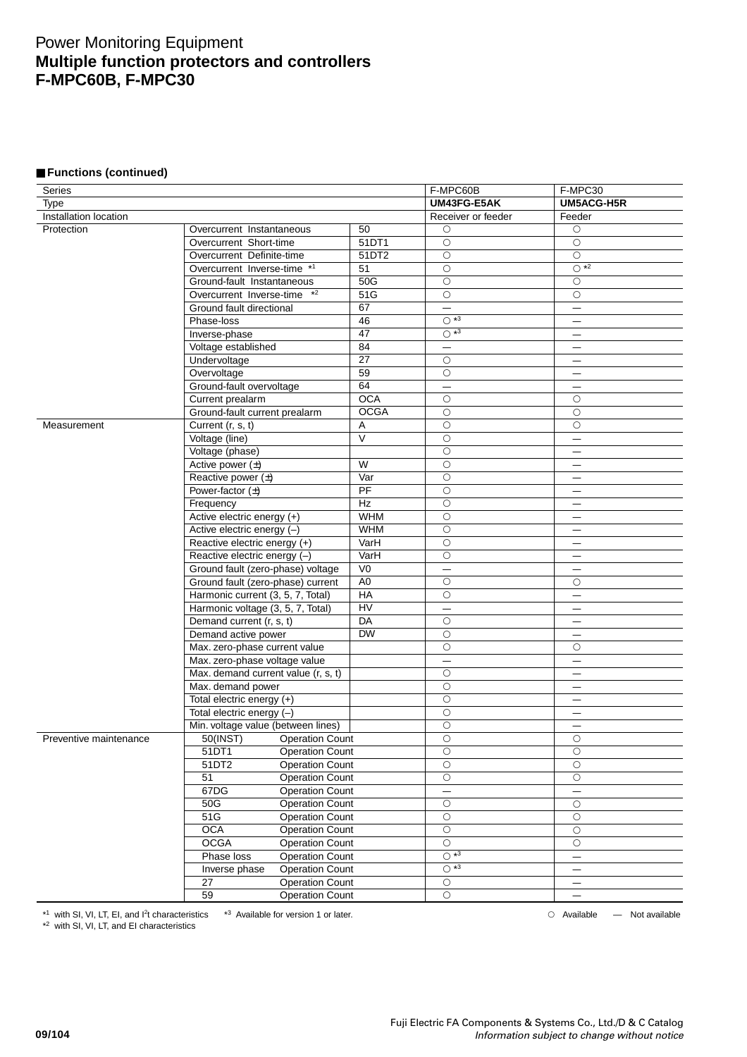# Power Monitoring Equipment
**Multiple function protectors and controllers**
**F-MPC60B, F-MPC30**

## ■ Functions (continued)

| Series | | | F-MPC60B | F-MPC30 |
|---|---|---|---|---|
| Type | | | **UM43FG-E5AK** | **UM5ACG-H5R** |
| Installation location | | | Receiver or feeder | Feeder |
| Protection | Overcurrent Instantaneous | 50 | ○ | ○ |
| | Overcurrent Short-time | 51DT1 | ○ | ○ |
| | Overcurrent Definite-time | 51DT2 | ○ | ○ |
| | Overcurrent Inverse-time *1 | 51 | ○ | ○ *2 |
| | Ground-fault Instantaneous | 50G | ○ | ○ |
| | Overcurrent Inverse-time *2 | 51G | ○ | ○ |
| | Ground fault directional | 67 | — | — |
| | Phase-loss | 46 | ○ *3 | — |
| | Inverse-phase | 47 | ○ *3 | — |
| | Voltage established | 84 | — | — |
| | Undervoltage | 27 | ○ | — |
| | Overvoltage | 59 | ○ | — |
| | Ground-fault overvoltage | 64 | — | — |
| | Current prealarm | OCA | ○ | ○ |
| | Ground-fault current prealarm | OCGA | ○ | ○ |
| Measurement | Current (r, s, t) | A | ○ | ○ |
| | Voltage (line) | V | ○ | — |
| | Voltage (phase) | | ○ | — |
| | Active power (±) | W | ○ | — |
| | Reactive power (±) | Var | ○ | — |
| | Power-factor (±) | PF | ○ | — |
| | Frequency | Hz | ○ | — |
| | Active electric energy (+) | WHM | ○ | — |
| | Active electric energy (–) | WHM | ○ | — |
| | Reactive electric energy (+) | VarH | ○ | — |
| | Reactive electric energy (–) | VarH | ○ | — |
| | Ground fault (zero-phase) voltage | V0 | — | — |
| | Ground fault (zero-phase) current | A0 | ○ | ○ |
| | Harmonic current (3, 5, 7, Total) | HA | ○ | — |
| | Harmonic voltage (3, 5, 7, Total) | HV | — | — |
| | Demand current (r, s, t) | DA | ○ | — |
| | Demand active power | DW | ○ | — |
| | Max. zero-phase current value | | ○ | ○ |
| | Max. zero-phase voltage value | | — | — |
| | Max. demand current value (r, s, t) | | ○ | — |
| | Max. demand power | | ○ | — |
| | Total electric energy (+) | | ○ | — |
| | Total electric energy (–) | | ○ | — |
| | Min. voltage value (between lines) | | ○ | — |
| Preventive maintenance | 50(INST) | Operation Count | ○ | ○ |
| | 51DT1 | Operation Count | ○ | ○ |
| | 51DT2 | Operation Count | ○ | ○ |
| | 51 | Operation Count | ○ | ○ |
| | 67DG | Operation Count | — | — |
| | 50G | Operation Count | ○ | ○ |
| | 51G | Operation Count | ○ | ○ |
| | OCA | Operation Count | ○ | ○ |
| | OCGA | Operation Count | ○ | ○ |
| | Phase loss | Operation Count | ○ *3 | — |
| | Inverse phase | Operation Count | ○ *3 | — |
| | 27 | Operation Count | ○ | — |
| | 59 | Operation Count | ○ | — |

*1 with SI, VI, LT, EI, and $I^2t$ characteristics  *3 Available for version 1 or later.  ○ Available  — Not available

*2 with SI, VI, LT, and EI characteristics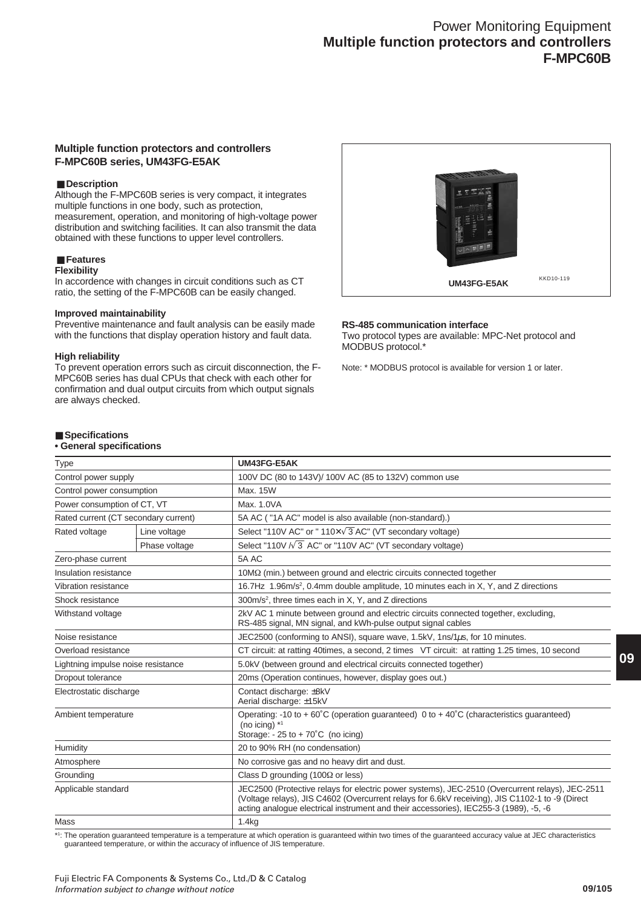# Power Monitoring Equipment
## Multiple function protectors and controllers
## F-MPC60B

### Multiple function protectors and controllers F-MPC60B series, UM43FG-E5AK

#### ■ Description

Although the F-MPC60B series is very compact, it integrates multiple functions in one body, such as protection, measurement, operation, and monitoring of high-voltage power distribution and switching facilities. It can also transmit the data obtained with these functions to upper level controllers.

#### ■ Features

**Flexibility**

In accordance with changes in circuit conditions such as CT ratio, the setting of the F-MPC60B can be easily changed.

**Improved maintainability**

Preventive maintenance and fault analysis can be easily made with the functions that display operation history and fault data.

**High reliability**

To prevent operation errors such as circuit disconnection, the F-MPC60B series has dual CPUs that check with each other for confirmation and dual output circuits from which output signals are always checked.

UM43FG-E5AK

KKD10-119

**RS-485 communication interface**

Two protocol types are available: MPC-Net protocol and MODBUS protocol.*

Note: * MODBUS protocol is available for version 1 or later.

#### ■ Specifications

**• General specifications**

| Type | | UM43FG-E5AK |
|---|---|---|
| Control power supply | | 100V DC (80 to 143V)/ 100V AC (85 to 132V) common use |
| Control power consumption | | Max. 15W |
| Power consumption of CT, VT | | Max. 1.0VA |
| Rated current (CT secondary current) | | 5A AC ( "1A AC" model is also available (non-standard).) |
| Rated voltage | Line voltage | Select "110V AC" or " 110×√3 AC" (VT secondary voltage) |
| | Phase voltage | Select "110V /√3 AC" or "110V AC" (VT secondary voltage) |
| Zero-phase current | | 5A AC |
| Insulation resistance | | 10MΩ (min.) between ground and electric circuits connected together |
| Vibration resistance | | 16.7Hz 1.96m/s², 0.4mm double amplitude, 10 minutes each in X, Y, and Z directions |
| Shock resistance | | 300m/s², three times each in X, Y, and Z directions |
| Withstand voltage | | 2kV AC 1 minute between ground and electric circuits connected together, excluding, RS-485 signal, MN signal, and kWh-pulse output signal cables |
| Noise resistance | | JEC2500 (conforming to ANSI), square wave, 1.5kV, 1ns/1μs, for 10 minutes. |
| Overload resistance | | CT circuit: at ratting 40times, a second, 2 times VT circuit: at ratting 1.25 times, 10 second |
| Lightning impulse noise resistance | | 5.0kV (between ground and electrical circuits connected together) |
| Dropout tolerance | | 20ms (Operation continues, however, display goes out.) |
| Electrostatic discharge | | Contact discharge: ±8kV<br>Aerial discharge: ±15kV |
| Ambient temperature | | Operating: -10 to + 60˚C (operation guaranteed) 0 to + 40˚C (characteristics guaranteed) (no icing) *1<br>Storage: - 25 to + 70˚C (no icing) |
| Humidity | | 20 to 90% RH (no condensation) |
| Atmosphere | | No corrosive gas and no heavy dirt and dust. |
| Grounding | | Class D grounding (100Ω or less) |
| Applicable standard | | JEC2500 (Protective relays for electric power systems), JEC-2510 (Overcurrent relays), JEC-2511 (Voltage relays), JIS C4602 (Overcurrent relays for 6.6kV receiving), JIS C1102-1 to -9 (Direct acting analogue electrical instrument and their accessories), IEC255-3 (1989), -5, -6 |
| Mass | | 1.4kg |

*1: The operation guaranteed temperature is a temperature at which operation is guaranteed within two times of the guaranteed accuracy value at JEC characteristics guaranteed temperature, or within the accuracy of influence of JIS temperature.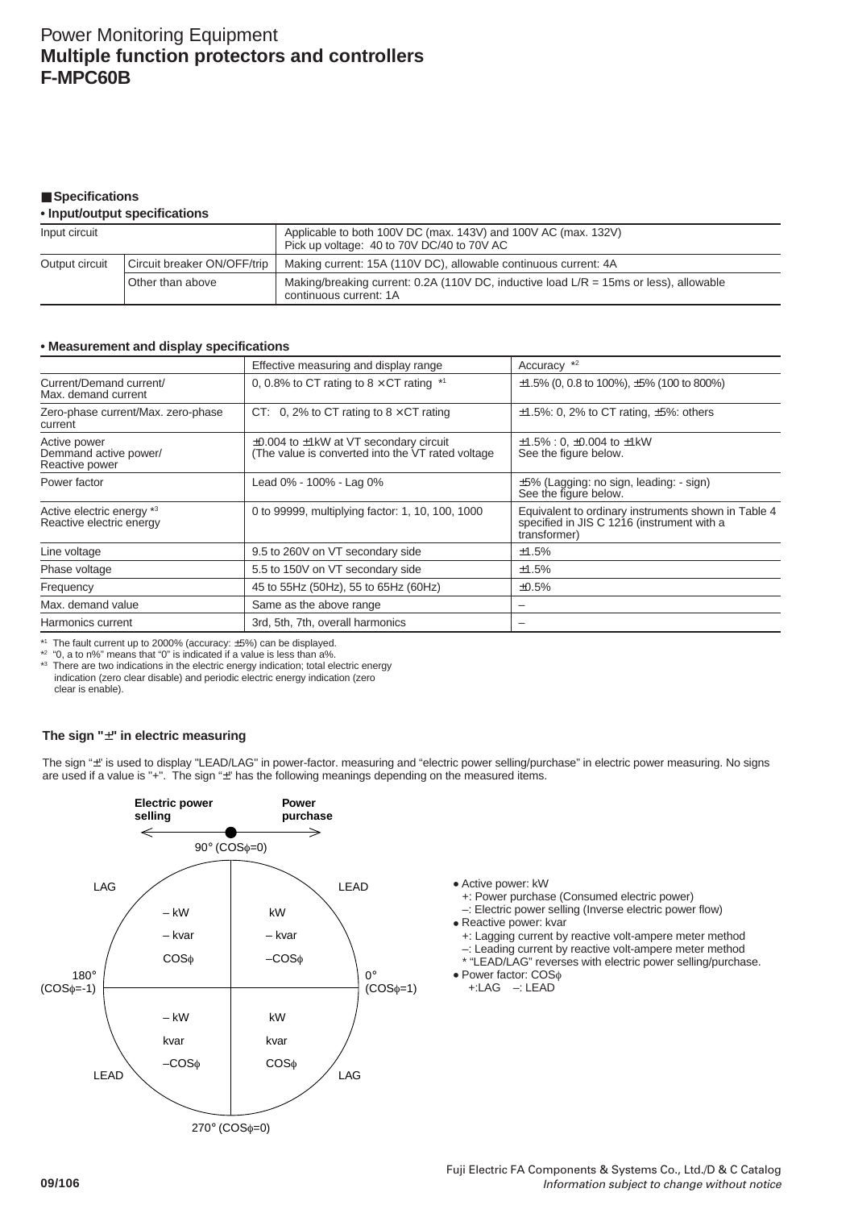# Power Monitoring Equipment
## Multiple function protectors and controllers
## F-MPC60B

### ■ Specifications

**• Input/output specifications**

| Input circuit | | Applicable to both 100V DC (max. 143V) and 100V AC (max. 132V)<br>Pick up voltage: 40 to 70V DC/40 to 70V AC |
|---|---|---|
| Output circuit | Circuit breaker ON/OFF/trip | Making current: 15A (110V DC), allowable continuous current: 4A |
| | Other than above | Making/breaking current: 0.2A (110V DC, inductive load L/R = 15ms or less), allowable continuous current: 1A |

**• Measurement and display specifications**

| | Effective measuring and display range | Accuracy *2 |
|---|---|---|
| Current/Demand current/<br>Max. demand current | 0, 0.8% to CT rating to 8 × CT rating *1 | ±1.5% (0, 0.8 to 100%), ±5% (100 to 800%) |
| Zero-phase current/Max. zero-phase current | CT: 0, 2% to CT rating to 8 × CT rating | ±1.5%: 0, 2% to CT rating, ±5%: others |
| Active power<br>Demmand active power/<br>Reactive power | ±0.004 to ±1kW at VT secondary circuit<br>(The value is converted into the VT rated voltage | ±1.5% : 0, ±0.004 to ±1kW<br>See the figure below. |
| Power factor | Lead 0% - 100% - Lag 0% | ±5% (Lagging: no sign, leading: - sign)<br>See the figure below. |
| Active electric energy *3<br>Reactive electric energy | 0 to 99999, multiplying factor: 1, 10, 100, 1000 | Equivalent to ordinary instruments shown in Table 4 specified in JIS C 1216 (instrument with a transformer) |
| Line voltage | 9.5 to 260V on VT secondary side | ±1.5% |
| Phase voltage | 5.5 to 150V on VT secondary side | ±1.5% |
| Frequency | 45 to 55Hz (50Hz), 55 to 65Hz (60Hz) | ±0.5% |
| Max. demand value | Same as the above range | – |
| Harmonics current | 3rd, 5th, 7th, overall harmonics | – |

*1 The fault current up to 2000% (accuracy: ±5%) can be displayed.
*2 "0, a to n%" means that "0" is indicated if a value is less than a%.
*3 There are two indications in the electric energy indication; total electric energy indication (zero clear disable) and periodic electric energy indication (zero clear is enable).

**The sign "±" in electric measuring**

The sign "±" is used to display "LEAD/LAG" in power-factor. measuring and "electric power selling/purchase" in electric power measuring. No signs are used if a value is "+". The sign "±" has the following meanings depending on the measured items.

Electric power selling ← ● → Power purchase

90° (COSϕ=0)

| | LAG | LEAD | |
|---|---|---|---|
| 180° (COSϕ=-1) | – kW<br>– kvar<br>COSϕ | kW<br>– kvar<br>–COSϕ | 0° (COSϕ=1) |
| | – kW<br>kvar<br>–COSϕ | kW<br>kvar<br>COSϕ | |
| | LEAD | LAG | |

270° (COSϕ=0)

- Active power: kW
  - +: Power purchase (Consumed electric power)
  - –: Electric power selling (Inverse electric power flow)
- Reactive power: kvar
  - +: Lagging current by reactive volt-ampere meter method
  - –: Leading current by reactive volt-ampere meter method
  - * "LEAD/LAG" reverses with electric power selling/purchase.
- Power factor: COSϕ
  - +:LAG –: LEAD

Fuji Electric FA Components & Systems Co., Ltd./D & C Catalog
*Information subject to change without notice*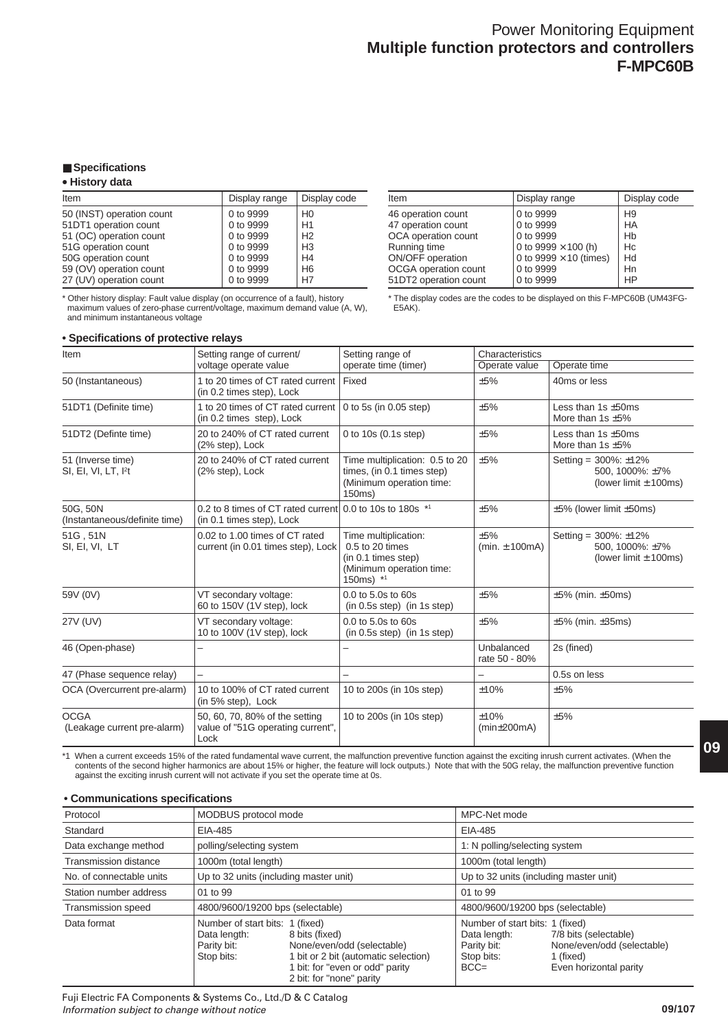# Power Monitoring Equipment
## Multiple function protectors and controllers
## F-MPC60B

### ■ Specifications

**• History data**

| Item | Display range | Display code |
|---|---|---|
| 50 (INST) operation count | 0 to 9999 | H0 |
| 51DT1 operation count | 0 to 9999 | H1 |
| 51 (OC) operation count | 0 to 9999 | H2 |
| 51G operation count | 0 to 9999 | H3 |
| 50G operation count | 0 to 9999 | H4 |
| 59 (OV) operation count | 0 to 9999 | H6 |
| 27 (UV) operation count | 0 to 9999 | H7 |

\* Other history display: Fault value display (on occurrence of a fault), history maximum values of zero-phase current/voltage, maximum demand value (A, W), and minimum instantaneous voltage

| Item | Display range | Display code |
|---|---|---|
| 46 operation count | 0 to 9999 | H9 |
| 47 operation count | 0 to 9999 | HA |
| OCA operation count | 0 to 9999 | Hb |
| Running time | 0 to 9999 ×100 (h) | Hc |
| ON/OFF operation | 0 to 9999 ×10 (times) | Hd |
| OCGA operation count | 0 to 9999 | Hn |
| 51DT2 operation count | 0 to 9999 | HP |

\* The display codes are the codes to be displayed on this F-MPC60B (UM43FG-E5AK).

**• Specifications of protective relays**

| Item | Setting range of current/ voltage operate value | Setting range of operate time (timer) | Characteristics | |
|---|---|---|---|---|
| | | | Operate value | Operate time |
| 50 (Instantaneous) | 1 to 20 times of CT rated current (in 0.2 times step), Lock | Fixed | ±5% | 40ms or less |
| 51DT1 (Definite time) | 1 to 20 times of CT rated current (in 0.2 times step), Lock | 0 to 5s (in 0.05 step) | ±5% | Less than 1s ±50ms<br>More than 1s ±5% |
| 51DT2 (Definte time) | 20 to 240% of CT rated current (2% step), Lock | 0 to 10s (0.1s step) | ±5% | Less than 1s ±50ms<br>More than 1s ±5% |
| 51 (Inverse time)<br>SI, EI, VI, LT, $I^2t$ | 20 to 240% of CT rated current (2% step), Lock | Time multiplication: 0.5 to 20 times, (in 0.1 times step) (Minimum operation time: 150ms) | ±5% | Setting = 300%: ±12%<br>500, 1000%: ±7%<br>(lower limit ± 100ms) |
| 50G, 50N<br>(Instantaneous/definite time) | 0.2 to 8 times of CT rated current (in 0.1 times step), Lock | 0.0 to 10s to 180s *1 | ±5% | ±5% (lower limit ±50ms) |
| 51G , 51N<br>SI, EI, VI, LT | 0.02 to 1.00 times of CT rated current (in 0.01 times step), Lock | Time multiplication: 0.5 to 20 times (in 0.1 times step) (Minimum operation time: 150ms) *1 | ±5%<br>(min. ± 100mA) | Setting = 300%: ±12%<br>500, 1000%: ±7%<br>(lower limit ± 100ms) |
| 59V (0V) | VT secondary voltage: 60 to 150V (1V step), lock | 0.0 to 5.0s to 60s (in 0.5s step) (in 1s step) | ±5% | ±5% (min. ±50ms) |
| 27V (UV) | VT secondary voltage: 10 to 100V (1V step), lock | 0.0 to 5.0s to 60s (in 0.5s step) (in 1s step) | ±5% | ±5% (min. ±35ms) |
| 46 (Open-phase) | – | – | Unbalanced rate 50 - 80% | 2s (fined) |
| 47 (Phase sequence relay) | – | – | – | 0.5s on less |
| OCA (Overcurrent pre-alarm) | 10 to 100% of CT rated current (in 5% step), Lock | 10 to 200s (in 10s step) | ±10% | ±5% |
| OCGA<br>(Leakage current pre-alarm) | 50, 60, 70, 80% of the setting value of "51G operating current", Lock | 10 to 200s (in 10s step) | ±10%<br>(min±200mA) | ±5% |

\*1 When a current exceeds 15% of the rated fundamental wave current, the malfunction preventive function against the exciting inrush current activates. (When the contents of the second higher harmonics are about 15% or higher, the feature will lock outputs.) Note that with the 50G relay, the malfunction preventive function against the exciting inrush current will not activate if you set the operate time at 0s.

**• Communications specifications**

| Protocol | MODBUS protocol mode | MPC-Net mode |
|---|---|---|
| Standard | EIA-485 | EIA-485 |
| Data exchange method | polling/selecting system | 1: N polling/selecting system |
| Transmission distance | 1000m (total length) | 1000m (total length) |
| No. of connectable units | Up to 32 units (including master unit) | Up to 32 units (including master unit) |
| Station number address | 01 to 99 | 01 to 99 |
| Transmission speed | 4800/9600/19200 bps (selectable) | 4800/9600/19200 bps (selectable) |
| Data format | Number of start bits: 1 (fixed)<br>Data length: 8 bits (fixed)<br>Parity bit: None/even/odd (selectable)<br>Stop bits: 1 bit or 2 bit (automatic selection)<br>1 bit: for "even or odd" parity<br>2 bit: for "none" parity | Number of start bits: 1 (fixed)<br>Data length: 7/8 bits (selectable)<br>Parity bit: None/even/odd (selectable)<br>Stop bits: 1 (fixed)<br>BCC= Even horizontal parity |

Fuji Electric FA Components & Systems Co., Ltd./D & C Catalog
*Information subject to change without notice*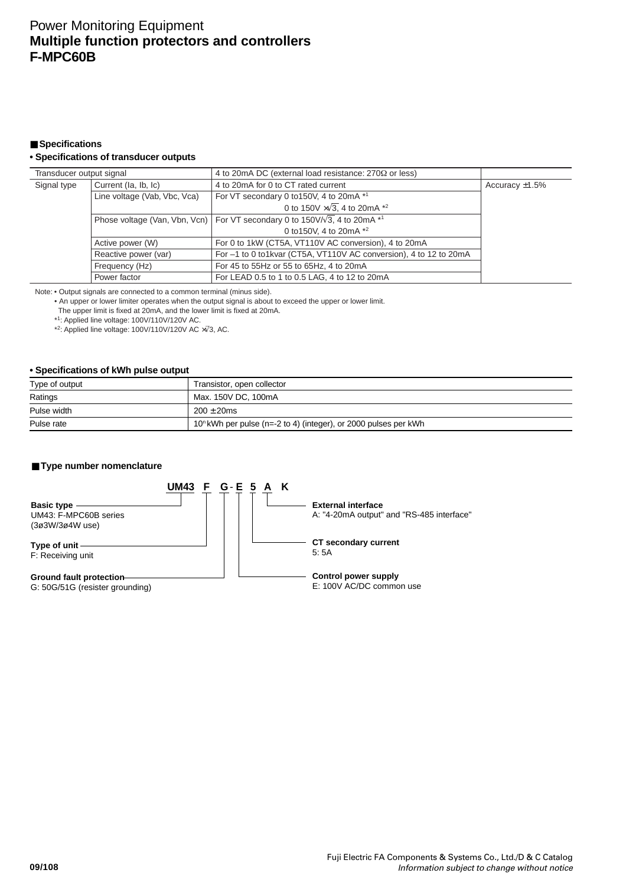# Power Monitoring Equipment
## Multiple function protectors and controllers
## F-MPC60B

### ■ Specifications

**• Specifications of transducer outputs**

| Transducer output signal | | 4 to 20mA DC (external load resistance: 270Ω or less) | |
|---|---|---|---|
| Signal type | Current (Ia, Ib, Ic) | 4 to 20mA for 0 to CT rated current | Accuracy ±1.5% |
| | Line voltage (Vab, Vbc, Vca) | For VT secondary 0 to150V, 4 to 20mA *1 | |
| | | 0 to 150V $\times\sqrt{3}$, 4 to 20mA *2 | |
| | Phose voltage (Van, Vbn, Vcn) | For VT secondary 0 to 150V/$\sqrt{3}$, 4 to 20mA *1 | |
| | | 0 to150V, 4 to 20mA *2 | |
| | Active power (W) | For 0 to 1kW (CT5A, VT110V AC conversion), 4 to 20mA | |
| | Reactive power (var) | For –1 to 0 to1kvar (CT5A, VT110V AC conversion), 4 to 12 to 20mA | |
| | Frequency (Hz) | For 45 to 55Hz or 55 to 65Hz, 4 to 20mA | |
| | Power factor | For LEAD 0.5 to 1 to 0.5 LAG, 4 to 12 to 20mA | |

Note: • Output signals are connected to a common terminal (minus side).
• An upper or lower limiter operates when the output signal is about to exceed the upper or lower limit.
The upper limit is fixed at 20mA, and the lower limit is fixed at 20mA.
*1: Applied line voltage: 100V/110V/120V AC.
*2: Applied line voltage: 100V/110V/120V AC $\times\sqrt{3}$, AC.

**• Specifications of kWh pulse output**

| Type of output | Transistor, open collector |
|---|---|
| Ratings | Max. 150V DC, 100mA |
| Pulse width | 200 ± 20ms |
| Pulse rate | $10^n$ kWh per pulse (n=-2 to 4) (integer), or 2000 pulses per kWh |

### ■ Type number nomenclature

**UM43 F G - E 5 A K**

**Basic type**
UM43: F-MPC60B series (3ø3W/3ø4W use)

**Type of unit**
F: Receiving unit

**Ground fault protection**
G: 50G/51G (resister grounding)

**Control power supply**
E: 100V AC/DC common use

**CT secondary current**
5: 5A

**External interface**
A: "4-20mA output" and "RS-485 interface"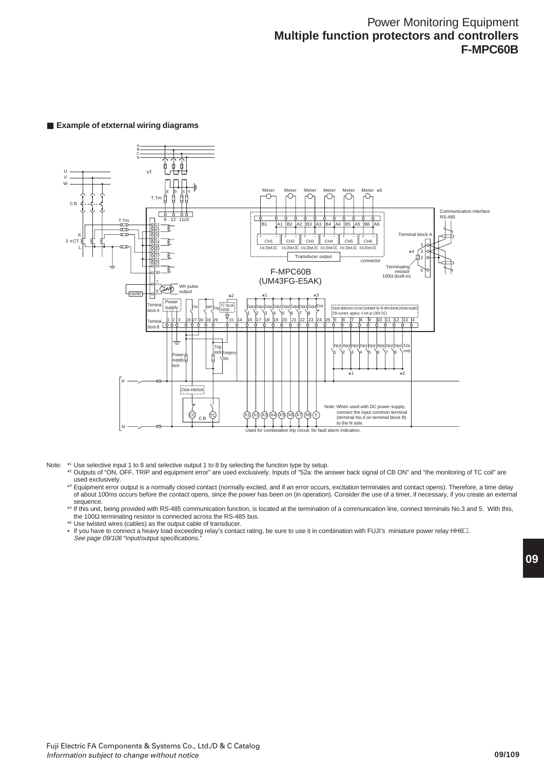# Power Monitoring Equipment
## Multiple function protectors and controllers
## F-MPC60B

■ **Example of etxternal wiring diagrams**

Note: *1 Use selective input 1 to 8 and selective output 1 to 8 by selecting the function type by setup.

*2 Outputs of "ON, OFF, TRIP and equipment error" are used exclusively. Inputs of "52a: the answer back signal of CB ON" and "the monitoring of TC coil" are used exclusively.

*3 Equipment error output is a normally closed contact (normally excited, and if an error occurs, excitation terminates and contact opens). Therefore, a time delay of about 100ms occurs before the contact opens, since the power has been on (in operation). Consider the use of a timer, if necessary, if you create an external sequence.

*4 If this unit, being provided with RS-485 communication function, is located at the termination of a communication line, connect terminals No.3 and 5. With this, the 100Ω terminating resistor is connected across the RS-485 bus.

*5 Use twisted wires (cables) as the output cable of transducer.

• If you have to connect a heavy load exceeding relay's contact rating, be sure to use it in combination with FUJI's miniature power relay HH6□.
*See page 09/106* "Input/output specifications."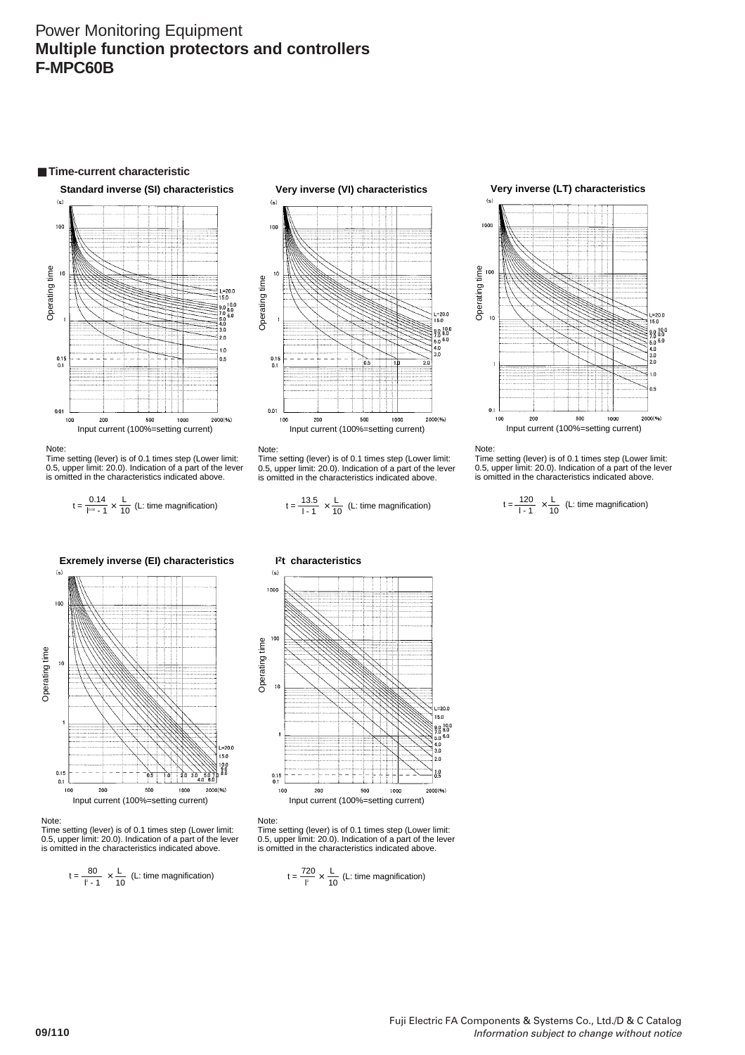# Power Monitoring Equipment
## Multiple function protectors and controllers
## F-MPC60B

### Time-current characteristic

**Standard inverse (SI) characteristics**

Note:
Time setting (lever) is of 0.1 times step (Lower limit: 0.5, upper limit: 20.0). Indication of a part of the lever is omitted in the characteristics indicated above.

$$t = \frac{0.14}{I^{0.02} - 1} \times \frac{L}{10}$$ (L: time magnification)

**Very inverse (VI) characteristics**

Note:
Time setting (lever) is of 0.1 times step (Lower limit: 0.5, upper limit: 20.0). Indication of a part of the lever is omitted in the characteristics indicated above.

$$t = \frac{13.5}{I - 1} \times \frac{L}{10}$$ (L: time magnification)

**Very inverse (LT) characteristics**

Note:
Time setting (lever) is of 0.1 times step (Lower limit: 0.5, upper limit: 20.0). Indication of a part of the lever is omitted in the characteristics indicated above.

$$t = \frac{120}{I - 1} \times \frac{L}{10}$$ (L: time magnification)

**Exremely inverse (EI) characteristics**

Note:
Time setting (lever) is of 0.1 times step (Lower limit: 0.5, upper limit: 20.0). Indication of a part of the lever is omitted in the characteristics indicated above.

$$t = \frac{80}{I^2 - 1} \times \frac{L}{10}$$ (L: time magnification)

**$I^2t$ characteristics**

Note:
Time setting (lever) is of 0.1 times step (Lower limit: 0.5, upper limit: 20.0). Indication of a part of the lever is omitted in the characteristics indicated above.

$$t = \frac{720}{I^2} \times \frac{L}{10}$$ (L: time magnification)

Fuji Electric FA Components & Systems Co., Ltd./D & C Catalog
*Information subject to change without notice*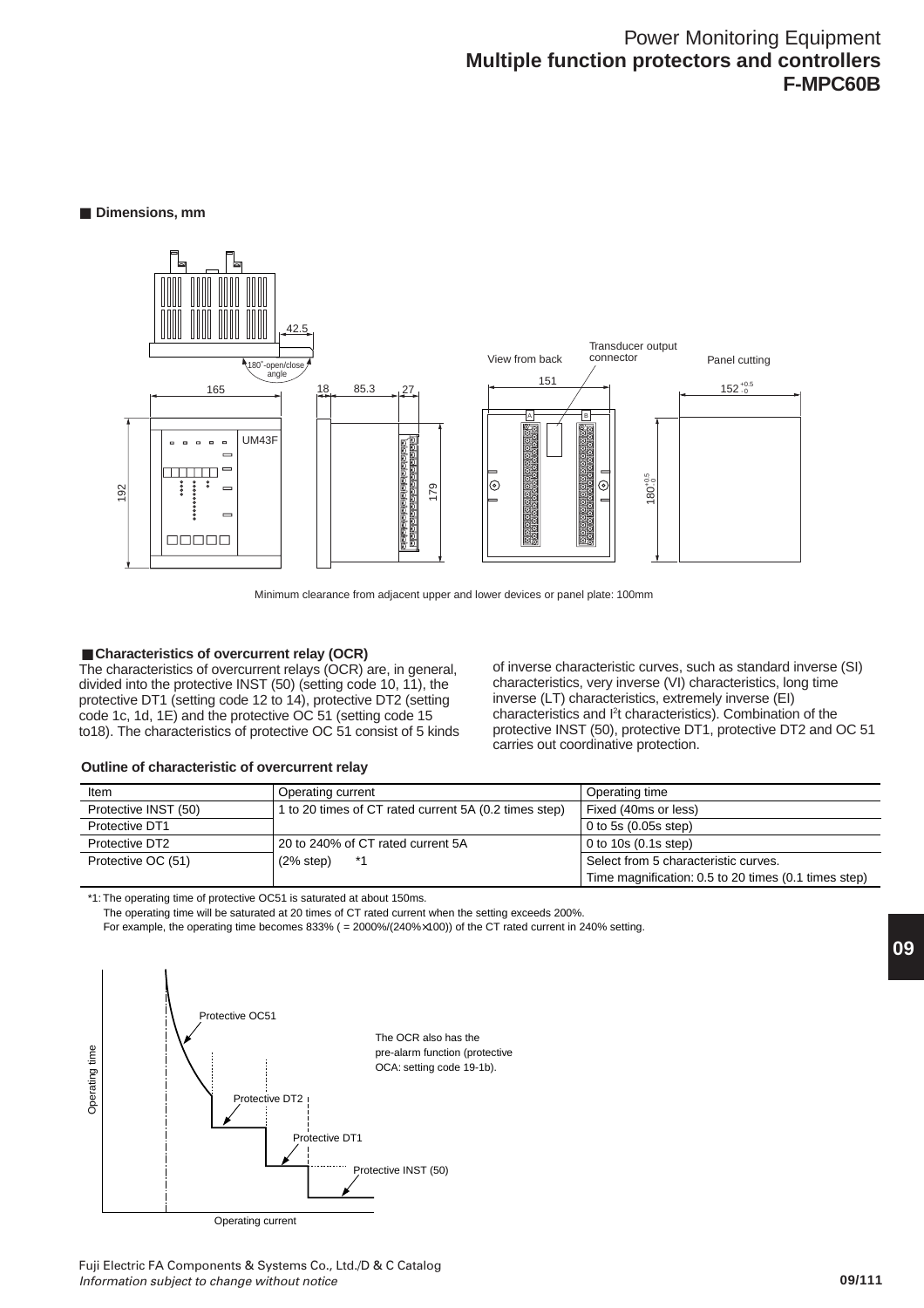## Dimensions, mm

Minimum clearance from adjacent upper and lower devices or panel plate: 100mm

## Characteristics of overcurrent relay (OCR)

The characteristics of overcurrent relays (OCR) are, in general, divided into the protective INST (50) (setting code 10, 11), the protective DT1 (setting code 12 to 14), protective DT2 (setting code 1c, 1d, 1E) and the protective OC 51 (setting code 15 to18). The characteristics of protective OC 51 consist of 5 kinds of inverse characteristic curves, such as standard inverse (SI) characteristics, very inverse (VI) characteristics, long time inverse (LT) characteristics, extremely inverse (EI) characteristics and $I^2t$ characteristics). Combination of the protective INST (50), protective DT1, protective DT2 and OC 51 carries out coordinative protection.

### Outline of characteristic of overcurrent relay

| Item | Operating current | Operating time |
|---|---|---|
| Protective INST (50) | 1 to 20 times of CT rated current 5A (0.2 times step) | Fixed (40ms or less) |
| Protective DT1 | 20 to 240% of CT rated current 5A (2% step) *1 | 0 to 5s (0.05s step) |
| Protective DT2 | | 0 to 10s (0.1s step) |
| Protective OC (51) | | Select from 5 characteristic curves. Time magnification: 0.5 to 20 times (0.1 times step) |

*1: The operating time of protective OC51 is saturated at about 150ms.
The operating time will be saturated at 20 times of CT rated current when the setting exceeds 200%.
For example, the operating time becomes 833% ( = 2000%/(240%×100)) of the CT rated current in 240% setting.

The OCR also has the pre-alarm function (protective OCA: setting code 19-1b).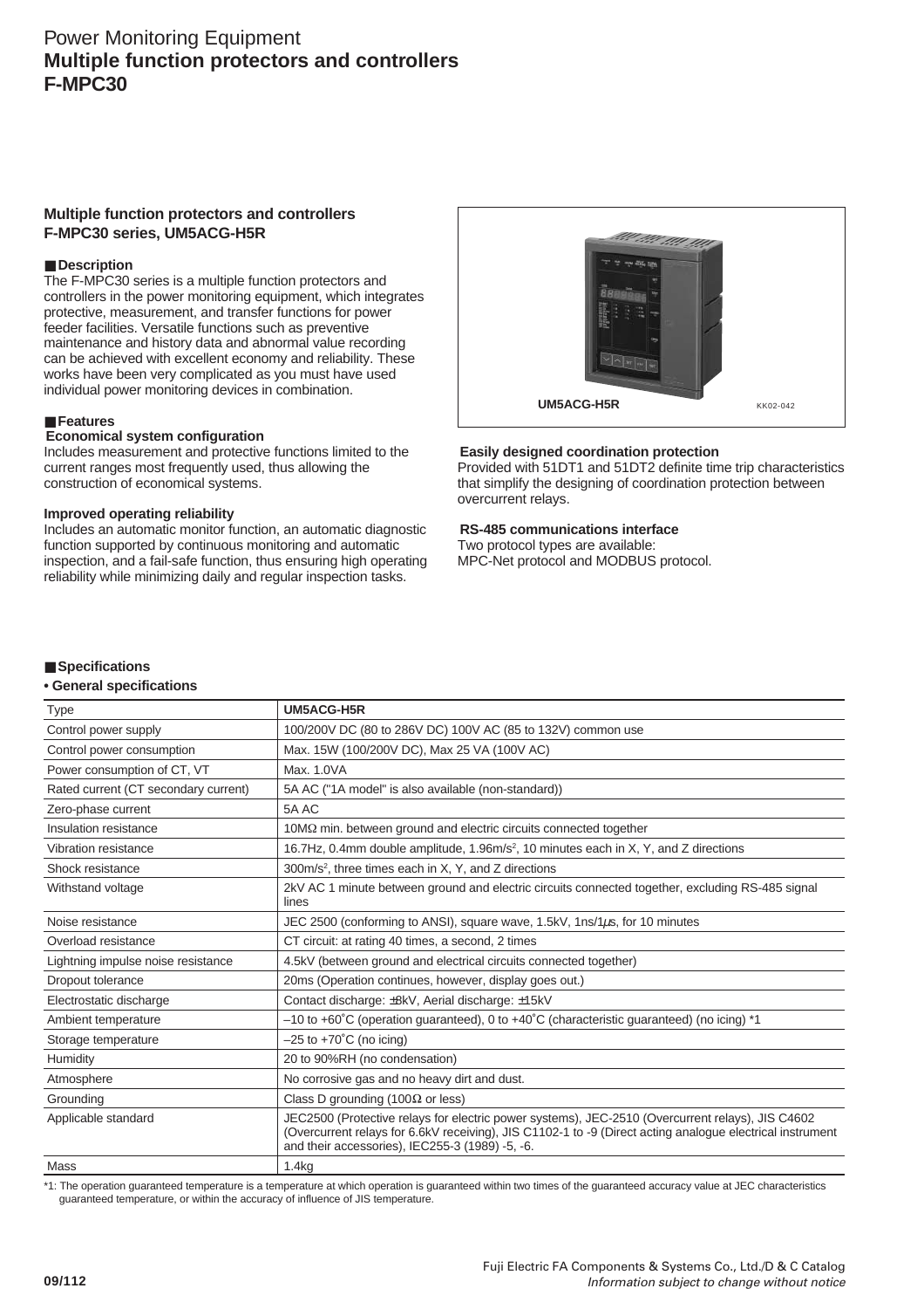# Power Monitoring Equipment
# Multiple function protectors and controllers
# F-MPC30

## Multiple function protectors and controllers
## F-MPC30 series, UM5ACG-H5R

### ■ Description

The F-MPC30 series is a multiple function protectors and controllers in the power monitoring equipment, which integrates protective, measurement, and transfer functions for power feeder facilities. Versatile functions such as preventive maintenance and history data and abnormal value recording can be achieved with excellent economy and reliability. These works have been very complicated as you must have used individual power monitoring devices in combination.

UM5ACG-H5R

KK02-042

### ■ Features

**Economical system configuration**

Includes measurement and protective functions limited to the current ranges most frequently used, thus allowing the construction of economical systems.

**Improved operating reliability**

Includes an automatic monitor function, an automatic diagnostic function supported by continuous monitoring and automatic inspection, and a fail-safe function, thus ensuring high operating reliability while minimizing daily and regular inspection tasks.

**Easily designed coordination protection**

Provided with 51DT1 and 51DT2 definite time trip characteristics that simplify the designing of coordination protection between overcurrent relays.

**RS-485 communications interface**

Two protocol types are available:
MPC-Net protocol and MODBUS protocol.

### ■ Specifications

**• General specifications**

| Type | UM5ACG-H5R |
|---|---|
| Control power supply | 100/200V DC (80 to 286V DC) 100V AC (85 to 132V) common use |
| Control power consumption | Max. 15W (100/200V DC), Max 25 VA (100V AC) |
| Power consumption of CT, VT | Max. 1.0VA |
| Rated current (CT secondary current) | 5A AC ("1A model" is also available (non-standard)) |
| Zero-phase current | 5A AC |
| Insulation resistance | 10MΩ min. between ground and electric circuits connected together |
| Vibration resistance | 16.7Hz, 0.4mm double amplitude, 1.96m/s², 10 minutes each in X, Y, and Z directions |
| Shock resistance | 300m/s², three times each in X, Y, and Z directions |
| Withstand voltage | 2kV AC 1 minute between ground and electric circuits connected together, excluding RS-485 signal lines |
| Noise resistance | JEC 2500 (conforming to ANSI), square wave, 1.5kV, 1ns/1μs, for 10 minutes |
| Overload resistance | CT circuit: at rating 40 times, a second, 2 times |
| Lightning impulse noise resistance | 4.5kV (between ground and electrical circuits connected together) |
| Dropout tolerance | 20ms (Operation continues, however, display goes out.) |
| Electrostatic discharge | Contact discharge: ±8kV, Aerial discharge: ±15kV |
| Ambient temperature | –10 to +60˚C (operation guaranteed), 0 to +40˚C (characteristic guaranteed) (no icing) *1 |
| Storage temperature | –25 to +70˚C (no icing) |
| Humidity | 20 to 90%RH (no condensation) |
| Atmosphere | No corrosive gas and no heavy dirt and dust. |
| Grounding | Class D grounding (100Ω or less) |
| Applicable standard | JEC2500 (Protective relays for electric power systems), JEC-2510 (Overcurrent relays), JIS C4602 (Overcurrent relays for 6.6kV receiving), JIS C1102-1 to -9 (Direct acting analogue electrical instrument and their accessories), IEC255-3 (1989) -5, -6. |
| Mass | 1.4kg |

*1: The operation guaranteed temperature is a temperature at which operation is guaranteed within two times of the guaranteed accuracy value at JEC characteristics guaranteed temperature, or within the accuracy of influence of JIS temperature.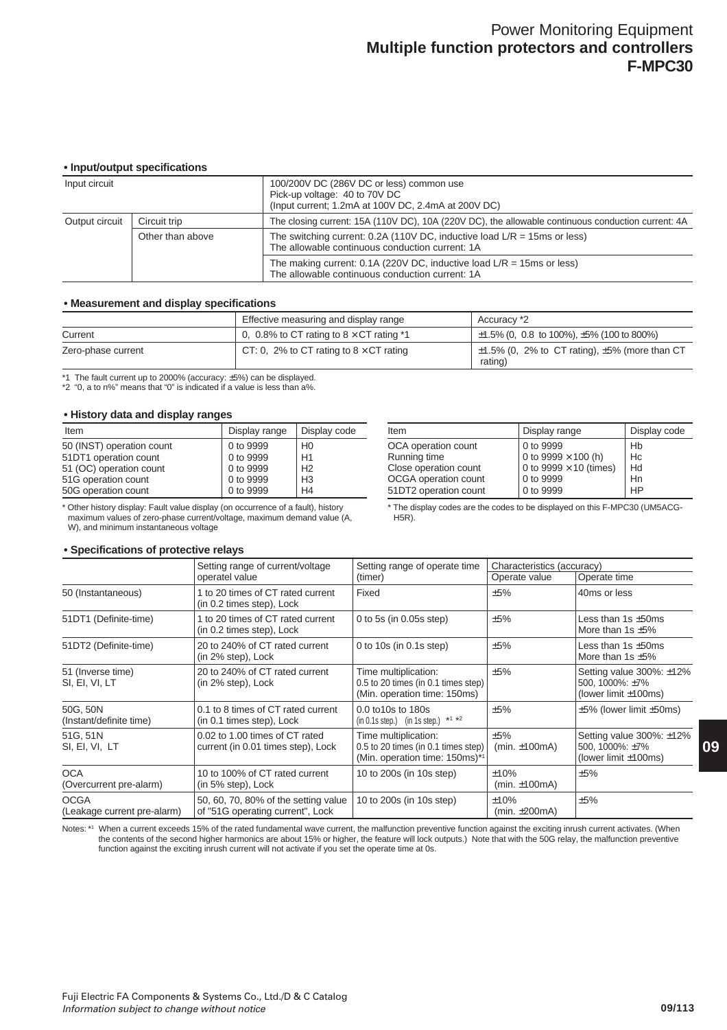# Power Monitoring Equipment
## Multiple function protectors and controllers
## F-MPC30

**• Input/output specifications**

| Input circuit | | 100/200V DC (286V DC or less) common use<br>Pick-up voltage: 40 to 70V DC<br>(Input current; 1.2mA at 100V DC, 2.4mA at 200V DC) |
|---|---|---|
| Output circuit | Circuit trip | The closing current: 15A (110V DC), 10A (220V DC), the allowable continuous conduction current: 4A |
| | Other than above | The switching current: 0.2A (110V DC, inductive load L/R = 15ms or less)<br>The allowable continuous conduction current: 1A |
| | | The making current: 0.1A (220V DC, inductive load L/R = 15ms or less)<br>The allowable continuous conduction current: 1A |

**• Measurement and display specifications**

| | Effective measuring and display range | Accuracy *2 |
|---|---|---|
| Current | 0, 0.8% to CT rating to 8 × CT rating *1 | ±1.5% (0, 0.8 to 100%), ±5% (100 to 800%) |
| Zero-phase current | CT: 0, 2% to CT rating to 8 × CT rating | ±1.5% (0, 2% to CT rating), ±5% (more than CT rating) |

*1 The fault current up to 2000% (accuracy: ±5%) can be displayed.
*2 "0, a to n%" means that "0" is indicated if a value is less than a%.

**• History data and display ranges**

| Item | Display range | Display code |
|---|---|---|
| 50 (INST) operation count | 0 to 9999 | H0 |
| 51DT1 operation count | 0 to 9999 | H1 |
| 51 (OC) operation count | 0 to 9999 | H2 |
| 51G operation count | 0 to 9999 | H3 |
| 50G operation count | 0 to 9999 | H4 |
| OCA operation count | 0 to 9999 | Hb |
| Running time | 0 to 9999 × 100 (h) | Hc |
| Close operation count | 0 to 9999 × 10 (times) | Hd |
| OCGA operation count | 0 to 9999 | Hn |
| 51DT2 operation count | 0 to 9999 | HP |

* Other history display: Fault value display (on occurrence of a fault), history maximum values of zero-phase current/voltage, maximum demand value (A, W), and minimum instantaneous voltage

* The display codes are the codes to be displayed on this F-MPC30 (UM5ACG-H5R).

**• Specifications of protective relays**

| | Setting range of current/voltage operatel value | Setting range of operate time (timer) | Characteristics (accuracy) | |
|---|---|---|---|---|
| | | | Operate value | Operate time |
| 50 (Instantaneous) | 1 to 20 times of CT rated current (in 0.2 times step), Lock | Fixed | ±5% | 40ms or less |
| 51DT1 (Definite-time) | 1 to 20 times of CT rated current (in 0.2 times step), Lock | 0 to 5s (in 0.05s step) | ±5% | Less than 1s ±50ms<br>More than 1s ±5% |
| 51DT2 (Definite-time) | 20 to 240% of CT rated current (in 2% step), Lock | 0 to 10s (in 0.1s step) | ±5% | Less than 1s ±50ms<br>More than 1s ±5% |
| 51 (Inverse time)<br>SI, EI, VI, LT | 20 to 240% of CT rated current (in 2% step), Lock | Time multiplication:<br>0.5 to 20 times (in 0.1 times step)<br>(Min. operation time: 150ms) | ±5% | Setting value 300%: ±12%<br>500, 1000%: ±7%<br>(lower limit ±100ms) |
| 50G, 50N<br>(Instant/definite time) | 0.1 to 8 times of CT rated current (in 0.1 times step), Lock | 0.0 to10s to 180s<br>(in 0.1s step.) (in 1s step.) *1 *2 | ±5% | ±5% (lower limit ±50ms) |
| 51G, 51N<br>SI, EI, VI, LT | 0.02 to 1.00 times of CT rated current (in 0.01 times step), Lock | Time multiplication:<br>0.5 to 20 times (in 0.1 times step)<br>(Min. operation time: 150ms)*1 | ±5%<br>(min. ±100mA) | Setting value 300%: ±12%<br>500, 1000%: ±7%<br>(lower limit ±100ms) |
| OCA<br>(Overcurrent pre-alarm) | 10 to 100% of CT rated current (in 5% step), Lock | 10 to 200s (in 10s step) | ±10%<br>(min. ±100mA) | ±5% |
| OCGA<br>(Leakage current pre-alarm) | 50, 60, 70, 80% of the setting value of "51G operating current", Lock | 10 to 200s (in 10s step) | ±10%<br>(min. ±200mA) | ±5% |

Notes: *1 When a current exceeds 15% of the rated fundamental wave current, the malfunction preventive function against the exciting inrush current activates. (When the contents of the second higher harmonics are about 15% or higher, the feature will lock outputs.) Note that with the 50G relay, the malfunction preventive function against the exciting inrush current will not activate if you set the operate time at 0s.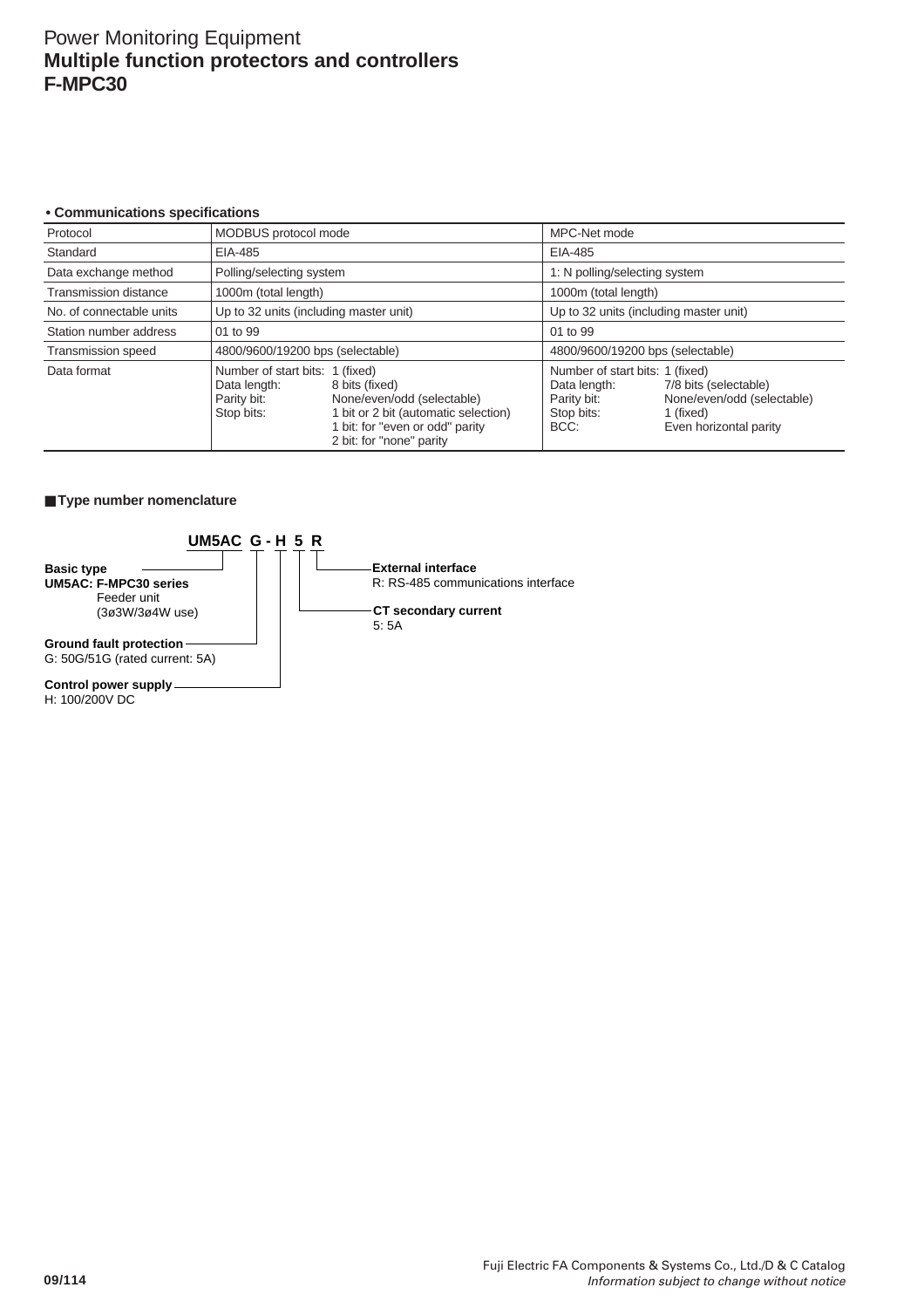# Power Monitoring Equipment
## Multiple function protectors and controllers
## F-MPC30

**• Communications specifications**

| Protocol | MODBUS protocol mode | MPC-Net mode |
|---|---|---|
| Standard | EIA-485 | EIA-485 |
| Data exchange method | Polling/selecting system | 1: N polling/selecting system |
| Transmission distance | 1000m (total length) | 1000m (total length) |
| No. of connectable units | Up to 32 units (including master unit) | Up to 32 units (including master unit) |
| Station number address | 01 to 99 | 01 to 99 |
| Transmission speed | 4800/9600/19200 bps (selectable) | 4800/9600/19200 bps (selectable) |
| Data format | Number of start bits: 1 (fixed)<br>Data length: 8 bits (fixed)<br>Parity bit: None/even/odd (selectable)<br>Stop bits: 1 bit or 2 bit (automatic selection)<br>1 bit: for "even or odd" parity<br>2 bit: for "none" parity | Number of start bits: 1 (fixed)<br>Data length: 7/8 bits (selectable)<br>Parity bit: None/even/odd (selectable)<br>Stop bits: 1 (fixed)<br>BCC: Even horizontal parity |

## ■ Type number nomenclature

**UM5AC G - H 5 R**

**Basic type**
**UM5AC: F-MPC30 series**
Feeder unit
(3ø3W/3ø4W use)

**Ground fault protection**
G: 50G/51G (rated current: 5A)

**Control power supply**
H: 100/200V DC

**CT secondary current**
5: 5A

**External interface**
R: RS-485 communications interface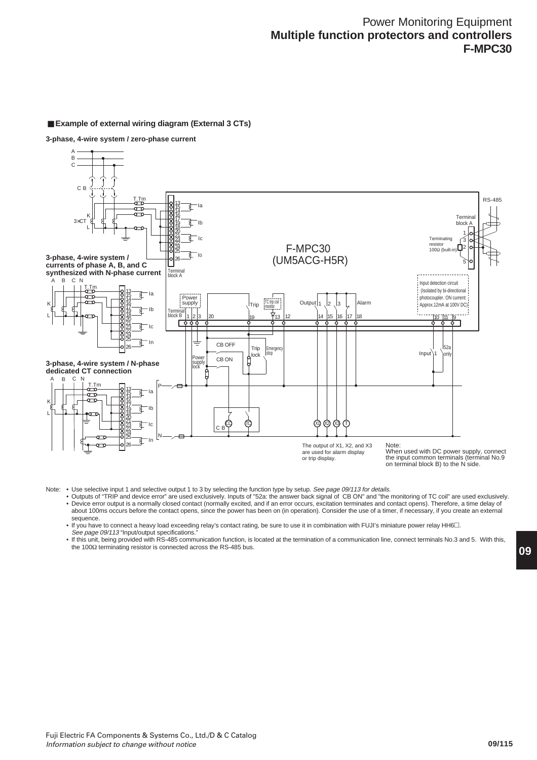# Power Monitoring Equipment
## Multiple function protectors and controllers
## F-MPC30

### ■ Example of external wiring diagram (External 3 CTs)

**3-phase, 4-wire system / zero-phase current**

**3-phase, 4-wire system / currents of phase A, B, and C synthesized with N-phase current**

**3-phase, 4-wire system / N-phase dedicated CT connection**

F-MPC30 (UM5ACG-H5R)

The output of X1, X2, and X3 are used for alarm display or trip display.

Note:
When used with DC power supply, connect the input common terminals (terminal No.9 on terminal block B) to the N side.

Note:
- Use selective input 1 and selective output 1 to 3 by selecting the function type by setup. *See page 09/113 for details.*
- Outputs of "TRIP and device error" are used exclusively. Inputs of "52a: the answer back signal of CB ON" and "the monitoring of TC coil" are used exclusively.
- Device error output is a normally closed contact (normally excited, and if an error occurs, excitation terminates and contact opens). Therefore, a time delay of about 100ms occurs before the contact opens, since the power has been on (in operation). Consider the use of a timer, if necessary, if you create an external sequence.
- If you have to connect a heavy load exceeding relay's contact rating, be sure to use it in combination with FUJI's miniature power relay HH6□. *See page 09/113* "Input/output specifications."
- If this unit, being provided with RS-485 communication function, is located at the termination of a communication line, connect terminals No.3 and 5. With this, the 100Ω terminating resistor is connected across the RS-485 bus.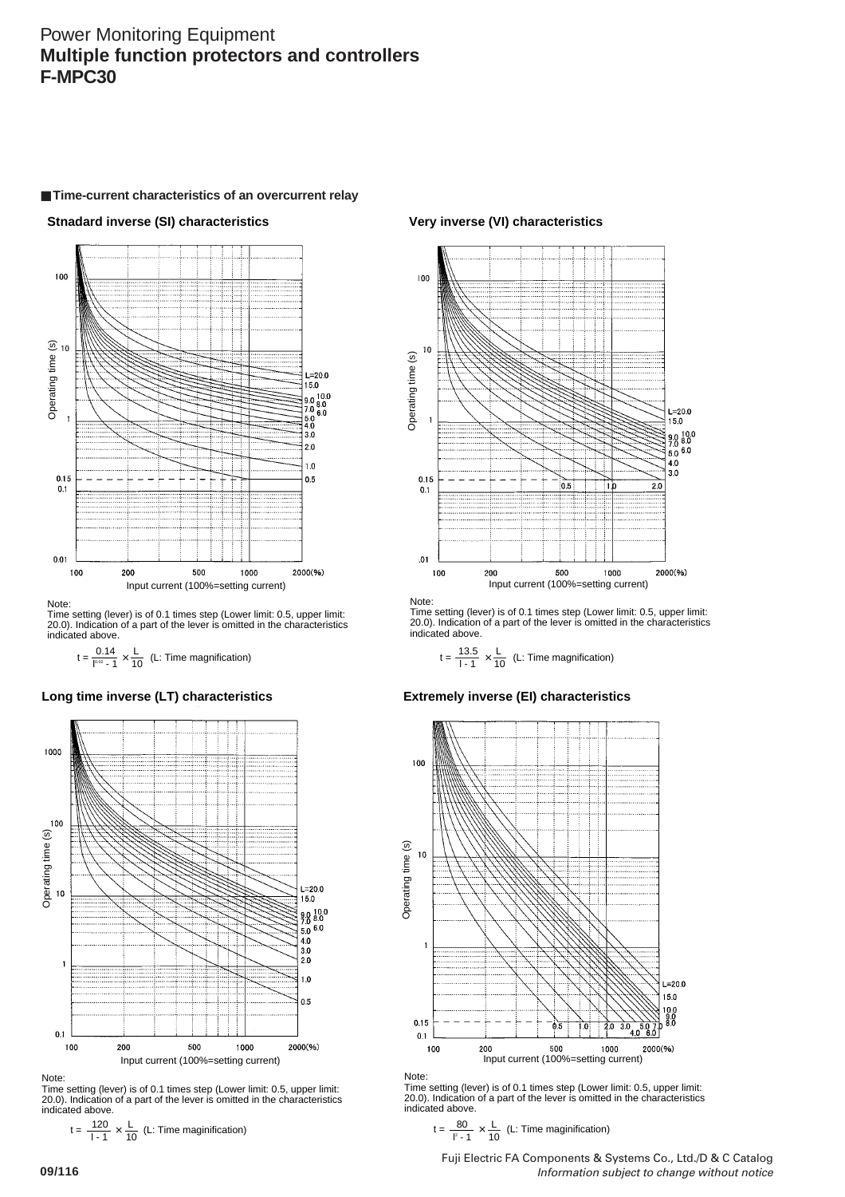# Power Monitoring Equipment
## Multiple function protectors and controllers
## F-MPC30

### ■ Time-current characteristics of an overcurrent relay

#### Stnadard inverse (SI) characteristics

Note:
Time setting (lever) is of 0.1 times step (Lower limit: 0.5, upper limit: 20.0). Indication of a part of the lever is omitted in the characteristics indicated above.

$$t = \frac{0.14}{I^{0.02} - 1} \times \frac{L}{10}$$ (L: Time magnification)

#### Very inverse (VI) characteristics

Note:
Time setting (lever) is of 0.1 times step (Lower limit: 0.5, upper limit: 20.0). Indication of a part of the lever is omitted in the characteristics indicated above.

$$t = \frac{13.5}{I - 1} \times \frac{L}{10}$$ (L: Time magnification)

#### Long time inverse (LT) characteristics

Note:
Time setting (lever) is of 0.1 times step (Lower limit: 0.5, upper limit: 20.0). Indication of a part of the lever is omitted in the characteristics indicated above.

$$t = \frac{120}{I - 1} \times \frac{L}{10}$$ (L: Time maginification)

#### Extremely inverse (EI) characteristics

Note:
Time setting (lever) is of 0.1 times step (Lower limit: 0.5, upper limit: 20.0). Indication of a part of the lever is omitted in the characteristics indicated above.

$$t = \frac{80}{I^2 - 1} \times \frac{L}{10}$$ (L: Time maginification)

Fuji Electric FA Components & Systems Co., Ltd./D & C Catalog
*Information subject to change without notice*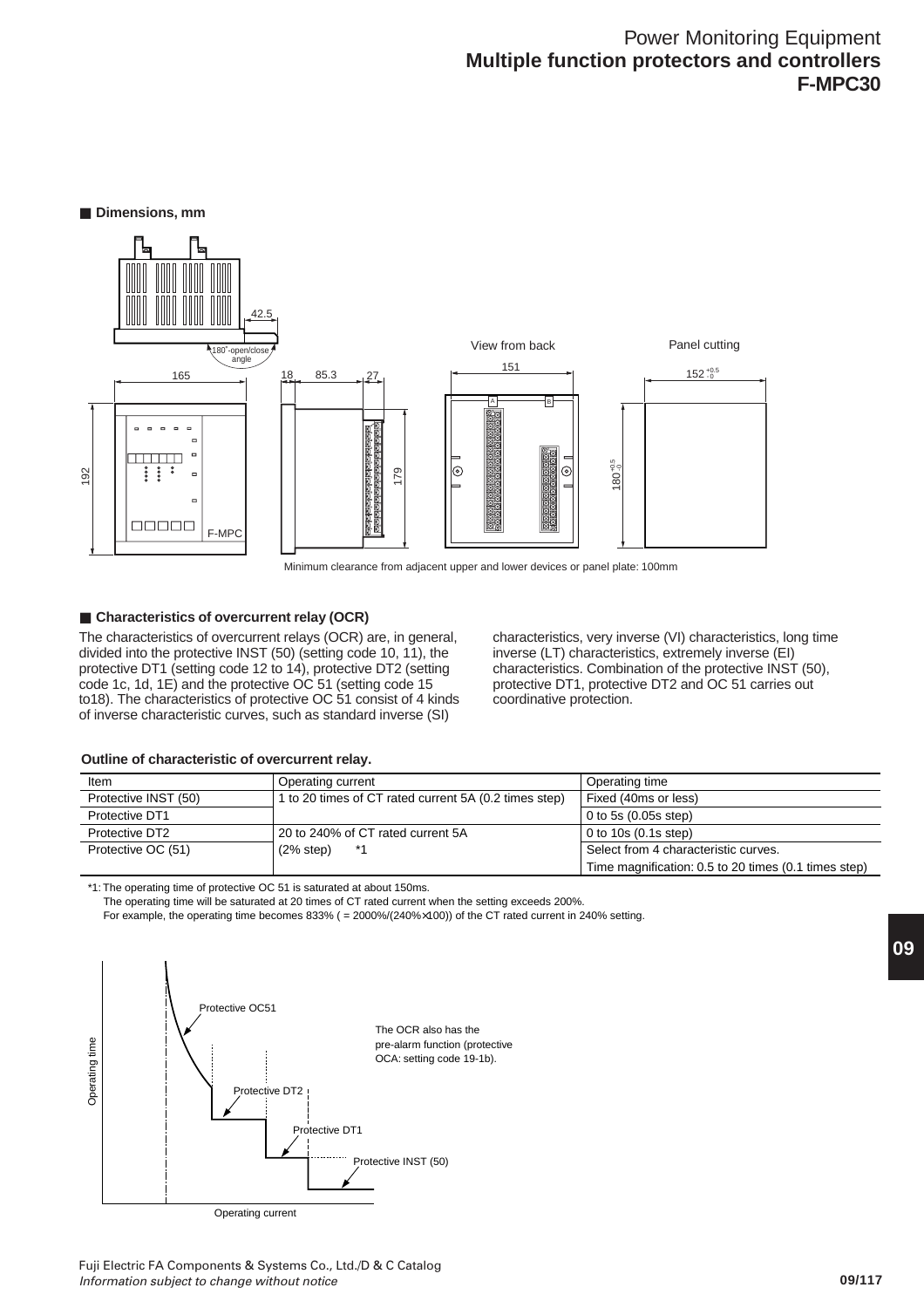## Dimensions, mm

Minimum clearance from adjacent upper and lower devices or panel plate: 100mm

## Characteristics of overcurrent relay (OCR)

The characteristics of overcurrent relays (OCR) are, in general, divided into the protective INST (50) (setting code 10, 11), the protective DT1 (setting code 12 to 14), protective DT2 (setting code 1c, 1d, 1E) and the protective OC 51 (setting code 15 to18). The characteristics of protective OC 51 consist of 4 kinds of inverse characteristic curves, such as standard inverse (SI) characteristics, very inverse (VI) characteristics, long time inverse (LT) characteristics, extremely inverse (EI) characteristics. Combination of the protective INST (50), protective DT1, protective DT2 and OC 51 carries out coordinative protection.

**Outline of characteristic of overcurrent relay.**

| Item | Operating current | Operating time |
|---|---|---|
| Protective INST (50) | 1 to 20 times of CT rated current 5A (0.2 times step) | Fixed (40ms or less) |
| Protective DT1 | | 0 to 5s (0.05s step) |
| Protective DT2 | 20 to 240% of CT rated current 5A | 0 to 10s (0.1s step) |
| Protective OC (51) | (2% step) *1 | Select from 4 characteristic curves. Time magnification: 0.5 to 20 times (0.1 times step) |

*1: The operating time of protective OC 51 is saturated at about 150ms.
The operating time will be saturated at 20 times of CT rated current when the setting exceeds 200%.
For example, the operating time becomes 833% ( = 2000%/(240%×100)) of the CT rated current in 240% setting.

The OCR also has the pre-alarm function (protective OCA: setting code 19-1b).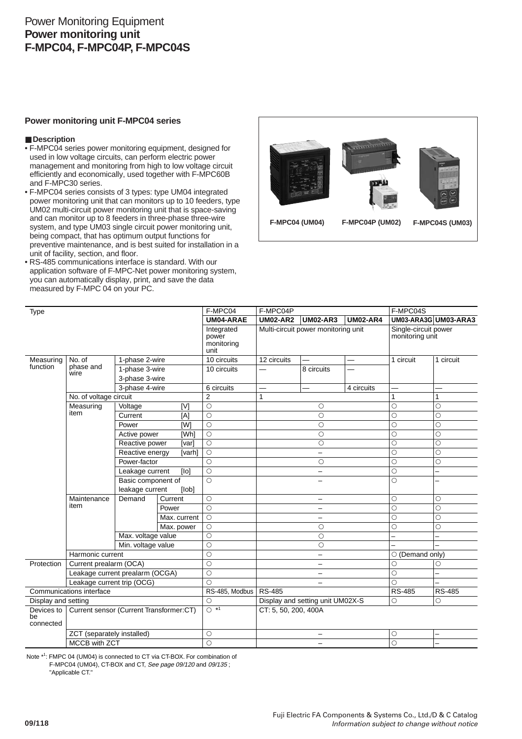# Power Monitoring Equipment
## Power monitoring unit
## F-MPC04, F-MPC04P, F-MPC04S

### Power monitoring unit F-MPC04 series

**Description**

- F-MPC04 series power monitoring equipment, designed for used in low voltage circuits, can perform electric power management and monitoring from high to low voltage circuit efficiently and economically, used together with F-MPC60B and F-MPC30 series.
- F-MPC04 series consists of 3 types: type UM04 integrated power monitoring unit that can monitors up to 10 feeders, type UM02 multi-circuit power monitoring unit that is space-saving and can monitor up to 8 feeders in three-phase three-wire system, and type UM03 single circuit power monitoring unit, being compact, that has optimum output functions for preventive maintenance, and is best suited for installation in a unit of facility, section, and floor.
- RS-485 communications interface is standard. With our application software of F-MPC-Net power monitoring system, you can automatically display, print, and save the data measured by F-MPC 04 on your PC.

F-MPC04 (UM04) F-MPC04P (UM02) F-MPC04S (UM03)

| Type | | | | F-MPC04 | F-MPC04P | | | F-MPC04S | |
|---|---|---|---|---|---|---|---|---|---|
| | | | | UM04-ARAE | UM02-AR2 | UM02-AR3 | UM02-AR4 | UM03-ARA3G | UM03-ARA3 |
| | | | | Integrated power monitoring unit | Multi-circuit power monitoring unit | | | Single-circuit power monitoring unit | |
| Measuring function | No. of phase and wire | 1-phase 2-wire | | 10 circuits | 12 circuits | — | — | 1 circuit | 1 circuit |
| | | 1-phase 3-wire | | 10 circuits | — | 8 circuits | — | | |
| | | 3-phase 3-wire | | | | | | | |
| | | 3-phase 4-wire | | 6 circuits | — | — | 4 circuits | — | — |
| | No. of voltage circuit | | | 2 | 1 | | | 1 | 1 |
| | Measuring item | Voltage [V] | | ○ | ○ | | | ○ | ○ |
| | | Current [A] | | ○ | ○ | | | ○ | ○ |
| | | Power [W] | | ○ | ○ | | | ○ | ○ |
| | | Active power [Wh] | | ○ | ○ | | | ○ | ○ |
| | | Reactive power [var] | | ○ | ○ | | | ○ | ○ |
| | | Reactive energy [varh] | | ○ | – | | | ○ | ○ |
| | | Power-factor | | ○ | ○ | | | ○ | ○ |
| | | Leakage current [Io] | | ○ | – | | | ○ | – |
| | | Basic component of leakage current [Iob] | | ○ | – | | | ○ | – |
| | Maintenance item | Demand | Current | ○ | – | | | ○ | ○ |
| | | | Power | ○ | – | | | ○ | ○ |
| | | | Max. current | ○ | – | | | ○ | ○ |
| | | | Max. power | ○ | ○ | | | ○ | ○ |
| | | Max. voltage value | | ○ | ○ | | | – | – |
| | | Min. voltage value | | ○ | ○ | | | – | – |
| | Harmonic current | | | ○ | – | | | ○ (Demand only) | |
| Protection | Current prealarm (OCA) | | | ○ | – | | | ○ | ○ |
| | Leakage current prealarm (OCGA) | | | ○ | – | | | ○ | – |
| | Leakage current trip (OCG) | | | ○ | – | | | ○ | – |
| Communications interface | | | | RS-485, Modbus | RS-485 | | | RS-485 | RS-485 |
| Display and setting | | | | ○ | Display and setting unit UM02X-S | | | ○ | ○ |
| Devices to be connected | Current sensor (Current Transformer:CT) | | | ○ *1 | CT: 5, 50, 200, 400A | | | | |
| | ZCT (separately installed) | | | ○ | – | | | ○ | – |
| | MCCB with ZCT | | | ○ | – | | | ○ | – |

Note *1: FMPC 04 (UM04) is connected to CT via CT-BOX. For combination of F-MPC04 (UM04), CT-BOX and CT, *See page 09/120* and *09/135*; "Applicable CT."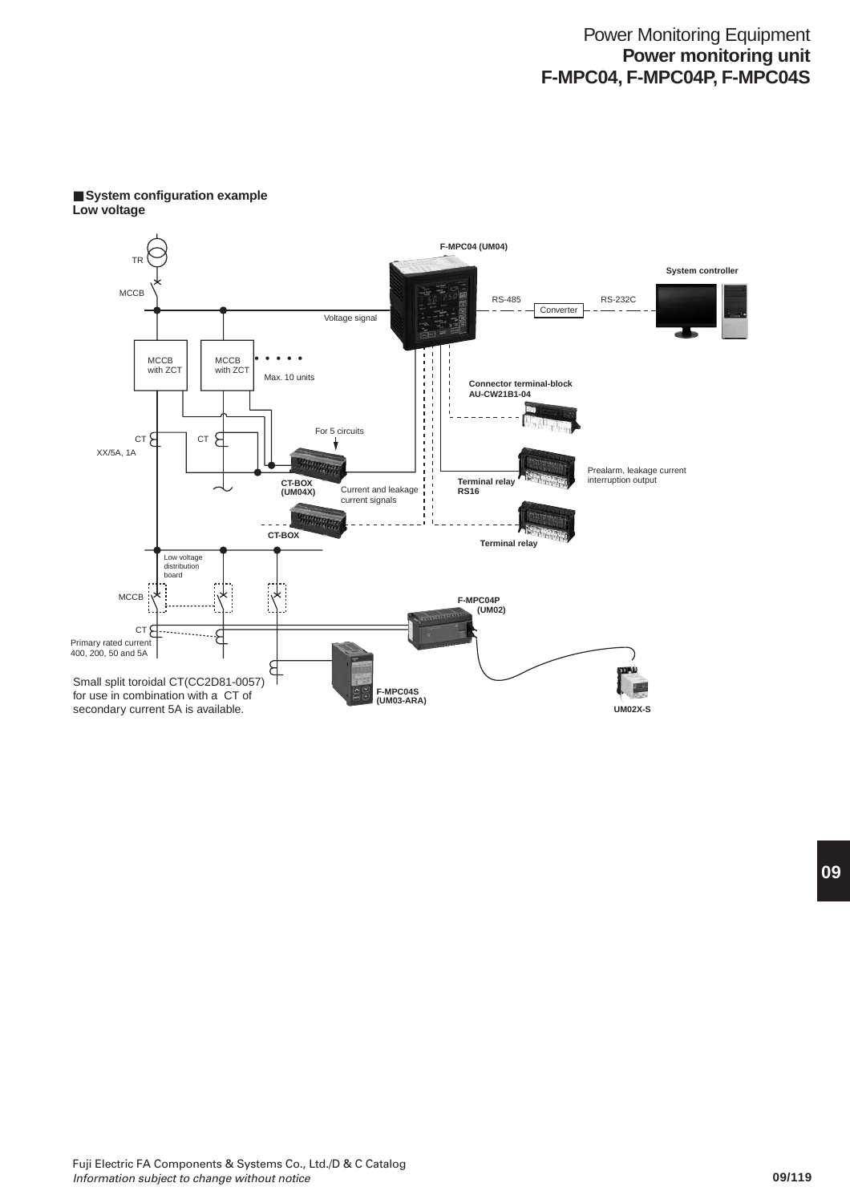## System configuration example

**Low voltage**

TR

MCCB

**F-MPC04 (UM04)**

**System controller**

RS-485

Converter

RS-232C

Voltage signal

MCCB with ZCT

MCCB with ZCT

Max. 10 units

**Connector terminal-block AU-CW21B1-04**

For 5 circuits

CT

CT

XX/5A, 1A

**CT-BOX (UM04X)**

Current and leakage current signals

**Terminal relay RS16**

Prealarm, leakage current interruption output

**CT-BOX**

**Terminal relay**

Low voltage distribution board

MCCB

**F-MPC04P (UM02)**

CT

Primary rated current 400, 200, 50 and 5A

Small split toroidal CT(CC2D81-0057) for use in combination with a CT of secondary current 5A is available.

**F-MPC04S (UM03-ARA)**

**UM02X-S**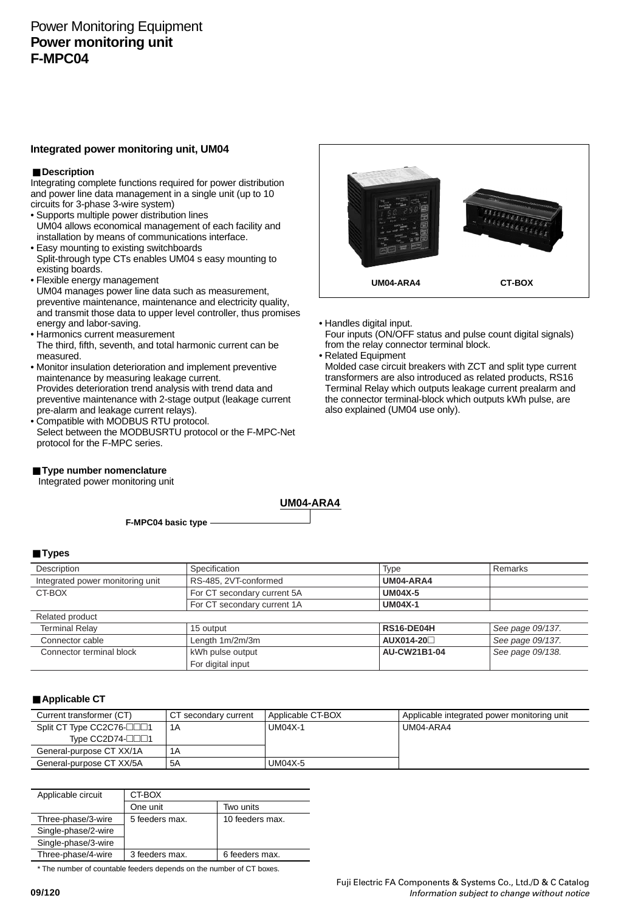# Power Monitoring Equipment
# **Power monitoring unit**
# **F-MPC04**

## Integrated power monitoring unit, UM04

### ■ Description

Integrating complete functions required for power distribution and power line data management in a single unit (up to 10 circuits for 3-phase 3-wire system)

- Supports multiple power distribution lines
  UM04 allows economical management of each facility and installation by means of communications interface.
- Easy mounting to existing switchboards
  Split-through type CTs enables UM04 s easy mounting to existing boards.
- Flexible energy management
  UM04 manages power line data such as measurement, preventive maintenance, maintenance and electricity quality, and transmit those data to upper level controller, thus promises energy and labor-saving.
- Harmonics current measurement
  The third, fifth, seventh, and total harmonic current can be measured.
- Monitor insulation deterioration and implement preventive maintenance by measuring leakage current.
  Provides deterioration trend analysis with trend data and preventive maintenance with 2-stage output (leakage current pre-alarm and leakage current relays).
- Compatible with MODBUS RTU protocol.
  Select between the MODBUSRTU protocol or the F-MPC-Net protocol for the F-MPC series.

UM04-ARA4　　CT-BOX

- Handles digital input.
  Four inputs (ON/OFF status and pulse count digital signals) from the relay connector terminal block.
- Related Equipment
  Molded case circuit breakers with ZCT and split type current transformers are also introduced as related products, RS16 Terminal Relay which outputs leakage current prealarm and the connector terminal-block which outputs kWh pulse, are also explained (UM04 use only).

### ■ Type number nomenclature

Integrated power monitoring unit

**UM04-ARA4**

**F-MPC04 basic type**

### ■ Types

| Description | Specification | Type | Remarks |
|---|---|---|---|
| Integrated power monitoring unit | RS-485, 2VT-conformed | **UM04-ARA4** | |
| CT-BOX | For CT secondary current 5A | **UM04X-5** | |
| | For CT secondary current 1A | **UM04X-1** | |
| Related product | | | |
| Terminal Relay | 15 output | **RS16-DE04H** | *See page 09/137.* |
| Connector cable | Length 1m/2m/3m | **AUX014-20□** | *See page 09/137.* |
| Connector terminal block | kWh pulse output<br>For digital input | **AU-CW21B1-04** | *See page 09/138.* |

### ■ Applicable CT

| Current transformer (CT) | CT secondary current | Applicable CT-BOX | Applicable integrated power monitoring unit |
|---|---|---|---|
| Split CT Type CC2C76-□□□1<br>Type CC2D74-□□□1 | 1A | UM04X-1 | UM04-ARA4 |
| General-purpose CT XX/1A | 1A | | |
| General-purpose CT XX/5A | 5A | UM04X-5 | |

| Applicable circuit | CT-BOX | |
|---|---|---|
| | One unit | Two units |
| Three-phase/3-wire | 5 feeders max. | 10 feeders max. |
| Single-phase/2-wire | | |
| Single-phase/3-wire | | |
| Three-phase/4-wire | 3 feeders max. | 6 feeders max. |

* The number of countable feeders depends on the number of CT boxes.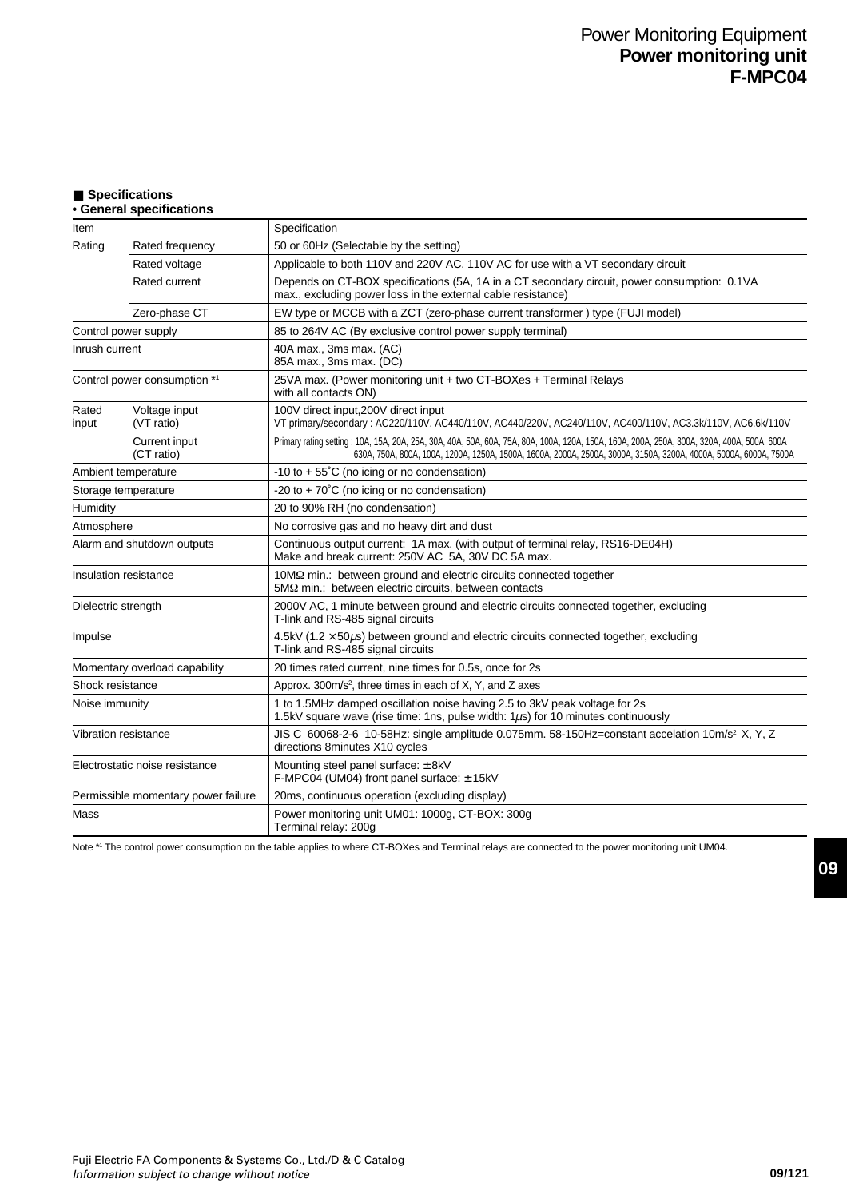## ■ Specifications

### • General specifications

| Item | | Specification |
|---|---|---|
| Rating | Rated frequency | 50 or 60Hz (Selectable by the setting) |
| | Rated voltage | Applicable to both 110V and 220V AC, 110V AC for use with a VT secondary circuit |
| | Rated current | Depends on CT-BOX specifications (5A, 1A in a CT secondary circuit, power consumption: 0.1VA max., excluding power loss in the external cable resistance) |
| | Zero-phase CT | EW type or MCCB with a ZCT (zero-phase current transformer ) type (FUJI model) |
| Control power supply | | 85 to 264V AC (By exclusive control power supply terminal) |
| Inrush current | | 40A max., 3ms max. (AC)<br>85A max., 3ms max. (DC) |
| Control power consumption *1 | | 25VA max. (Power monitoring unit + two CT-BOXes + Terminal Relays with all contacts ON) |
| Rated input | Voltage input (VT ratio) | 100V direct input,200V direct input<br>VT primary/secondary : AC220/110V, AC440/110V, AC440/220V, AC240/110V, AC400/110V, AC3.3k/110V, AC6.6k/110V |
| | Current input (CT ratio) | Primary rating setting : 10A, 15A, 20A, 25A, 30A, 40A, 50A, 60A, 75A, 80A, 100A, 120A, 150A, 160A, 200A, 250A, 300A, 320A, 400A, 500A, 600A 630A, 750A, 800A, 100A, 1200A, 1250A, 1500A, 1600A, 2000A, 2500A, 3000A, 3150A, 3200A, 4000A, 5000A, 6000A, 7500A |
| Ambient temperature | | -10 to + 55˚C (no icing or no condensation) |
| Storage temperature | | -20 to + 70˚C (no icing or no condensation) |
| Humidity | | 20 to 90% RH (no condensation) |
| Atmosphere | | No corrosive gas and no heavy dirt and dust |
| Alarm and shutdown outputs | | Continuous output current: 1A max. (with output of terminal relay, RS16-DE04H)<br>Make and break current: 250V AC 5A, 30V DC 5A max. |
| Insulation resistance | | 10MΩ min.: between ground and electric circuits connected together<br>5MΩ min.: between electric circuits, between contacts |
| Dielectric strength | | 2000V AC, 1 minute between ground and electric circuits connected together, excluding T-link and RS-485 signal circuits |
| Impulse | | 4.5kV (1.2 × 50μs) between ground and electric circuits connected together, excluding T-link and RS-485 signal circuits |
| Momentary overload capability | | 20 times rated current, nine times for 0.5s, once for 2s |
| Shock resistance | | Approx. 300m/s², three times in each of X, Y, and Z axes |
| Noise immunity | | 1 to 1.5MHz damped oscillation noise having 2.5 to 3kV peak voltage for 2s<br>1.5kV square wave (rise time: 1ns, pulse width: 1μs) for 10 minutes continuously |
| Vibration resistance | | JIS C 60068-2-6 10-58Hz: single amplitude 0.075mm. 58-150Hz=constant accelation 10m/s² X, Y, Z directions 8minutes X10 cycles |
| Electrostatic noise resistance | | Mounting steel panel surface: ± 8kV<br>F-MPC04 (UM04) front panel surface: ± 15kV |
| Permissible momentary power failure | | 20ms, continuous operation (excluding display) |
| Mass | | Power monitoring unit UM01: 1000g, CT-BOX: 300g<br>Terminal relay: 200g |

Note *1 The control power consumption on the table applies to where CT-BOXes and Terminal relays are connected to the power monitoring unit UM04.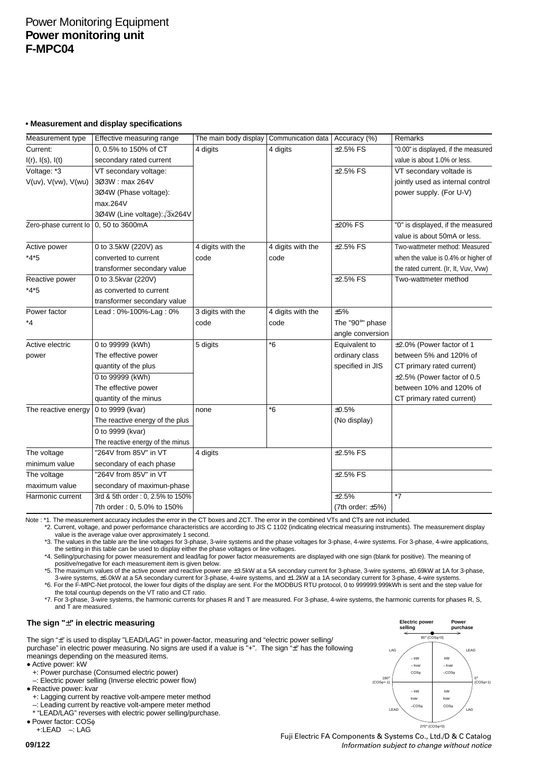# Power Monitoring Equipment
## Power monitoring unit
## F-MPC04

**• Measurement and display specifications**

| Measurement type | Effective measuring range | The main body display | Communication data | Accuracy (%) | Remarks |
|---|---|---|---|---|---|
| Current: I(r), I(s), I(t) | 0, 0.5% to 150% of CT secondary rated current | 4 digits | 4 digits | ±2.5% FS | "0.00" is displayed, if the measured value is about 1.0% or less. |
| Voltage: *3 V(uv), V(vw), V(wu) | VT secondary voltage: 3Ø3W : max 264V 3Ø4W (Phase voltage): max.264V 3Ø4W (Line voltage): $\sqrt{3}$x264V | | | ±2.5% FS | VT secondary voltade is jointly used as internal control power supply. (For U-V) |
| Zero-phase current Io | 0, 50 to 3600mA | | | ±20% FS | "0" is displayed, if the measured value is about 50mA or less. |
| Active power *4*5 | 0 to 3.5kW (220V) as converted to current transformer secondary value | 4 digits with the code | 4 digits with the code | ±2.5% FS | Two-wattmeter method: Measured when the value is 0.4% or higher of the rated current. (Ir, It, Vuv, Vvw) |
| Reactive power *4*5 | 0 to 3.5kvar (220V) as converted to current transformer secondary value | | | ±2.5% FS | Two-wattmeter method |
| Power factor *4 | Lead : 0%-100%-Lag : 0% | 3 digits with the code | 4 digits with the code | ±5% The "90°" phase angle conversion | |
| Active electric power | 0 to 99999 (kWh) The effective power quantity of the plus<br>0 to 99999 (kWh) The effective power quantity of the minus | 5 digits | *6 | Equivalent to ordinary class specified in JIS | ±2.0% (Power factor of 1 between 5% and 120% of CT primary rated current) ±2.5% (Power factor of 0.5 between 10% and 120% of CT primary rated current) |
| The reactive energy | 0 to 9999 (kvar) The reactive energy of the plus<br>0 to 9999 (kvar) The reactive energy of the minus | none | *6 | ±0.5% (No display) | |
| The voltage minimum value | "264V from 85V" in VT secondary of each phase | 4 digits | | ±2.5% FS | |
| The voltage maximum value | "264V from 85V" in VT secondary of maximun-phase | | | ±2.5% FS | |
| Harmonic current | 3rd & 5th order : 0, 2.5% to 150%<br>7th order : 0, 5.0% to 150% | | | ±2.5% (7th order: ±5%) | *7 |

Note : *1. The measurement accuracy includes the error in the CT boxes and ZCT. The error in the combined VTs and CTs are not included.

*2. Current, voltage, and power performance characteristics are according to JIS C 1102 (indicating electrical measuring instruments). The measurement display value is the average value over approximately 1 second.

*3. The values in the table are the line voltages for 3-phase, 3-wire systems and the phase voltages for 3-phase, 4-wire systems. For 3-phase, 4-wire applications, the setting in this table can be used to display either the phase voltages or line voltages.

*4. Selling/purchasing for power measurement and lead/lag for power factor measurements are displayed with one sign (blank for positive). The meaning of positive/negative for each measurement item is given below.

*5. The maximum values of the active power and reactive power are ±3.5kW at a 5A secondary current for 3-phase, 3-wire systems, ±0.69kW at 1A for 3-phase, 3-wire systems, ±6.0kW at a 5A secondary current for 3-phase, 4-wire systems, and ±1.2kW at a 1A secondary current for 3-phase, 4-wire systems.

*6. For the F-MPC-Net protocol, the lower four digits of the display are sent. For the MODBUS RTU protocol, 0 to 999999.999kWh is sent and the step value for the total countup depends on the VT ratio and CT ratio.

*7. For 3-phase, 3-wire systems, the harmonic currents for phases R and T are measured. For 3-phase, 4-wire systems, the harmonic currents for phases R, S, and T are measured.

### The sign "±" in electric measuring

The sign "±" is used to display "LEAD/LAG" in power-factor, measuring and "electric power selling/purchase" in electric power measuring. No signs are used if a value is "+". The sign "±" has the following meanings depending on the measured items.

- Active power: kW
  - +: Power purchase (Consumed electric power)
  - –: Electric power selling (Inverse electric power flow)
- Reactive power: kvar
  - +: Lagging current by reactive volt-ampere meter method
  - –: Leading current by reactive volt-ampere meter method
  - * "LEAD/LAG" reverses with electric power selling/purchase.
- Power factor: COSϕ
  - +:LEAD –: LAG

Electric power selling / Power purchase
90° (COSϕ=0)
LAG – kW – kvar COSϕ | LEAD kW – kvar –COSϕ
180° (COSϕ=-1) | 0° (COSϕ=1)
LEAD – kW kvar –COSϕ | LAG kW kvar COSϕ
270° (COSϕ=0)

Fuji Electric FA Components & Systems Co., Ltd./D & C Catalog
*Information subject to change without notice*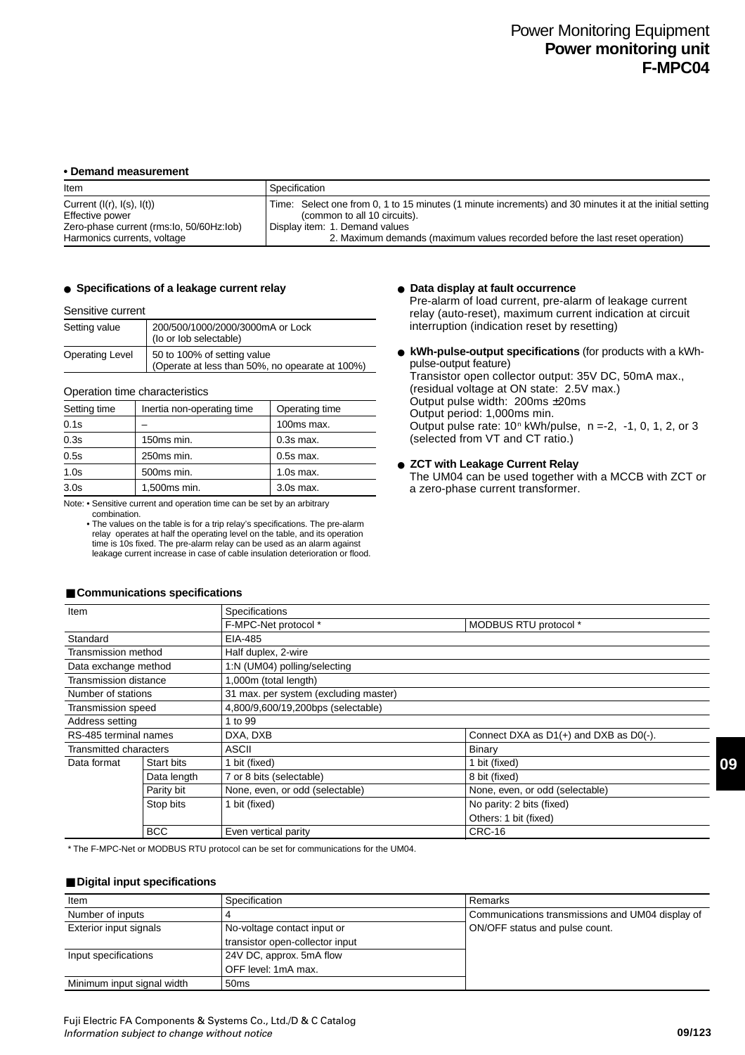# Power Monitoring Equipment
## Power monitoring unit
## F-MPC04

**• Demand measurement**

| Item | Specification |
|---|---|
| Current (I(r), I(s), I(t))<br>Effective power<br>Zero-phase current (rms:Io, 50/60Hz:Iob)<br>Harmonics currents, voltage | Time: Select one from 0, 1 to 15 minutes (1 minute increments) and 30 minutes it at the initial setting (common to all 10 circuits).<br>Display item: 1. Demand values<br>2. Maximum demands (maximum values recorded before the last reset operation) |

**● Specifications of a leakage current relay**

Sensitive current

| Setting value | 200/500/1000/2000/3000mA or Lock (Io or Iob selectable) |
|---|---|
| Operating Level | 50 to 100% of setting value (Operate at less than 50%, no opearate at 100%) |

Operation time characteristics

| Setting time | Inertia non-operating time | Operating time |
|---|---|---|
| 0.1s | – | 100ms max. |
| 0.3s | 150ms min. | 0.3s max. |
| 0.5s | 250ms min. | 0.5s max. |
| 1.0s | 500ms min. | 1.0s max. |
| 3.0s | 1,500ms min. | 3.0s max. |

Note: • Sensitive current and operation time can be set by an arbitrary combination.
• The values on the table is for a trip relay's specifications. The pre-alarm relay operates at half the operating level on the table, and its operation time is 10s fixed. The pre-alarm relay can be used as an alarm against leakage current increase in case of cable insulation deterioration or flood.

**● Data display at fault occurrence**
Pre-alarm of load current, pre-alarm of leakage current relay (auto-reset), maximum current indication at circuit interruption (indication reset by resetting)

**● kWh-pulse-output specifications** (for products with a kWh-pulse-output feature)
Transistor open collector output: 35V DC, 50mA max., (residual voltage at ON state: 2.5V max.)
Output pulse width: 200ms ±20ms
Output period: 1,000ms min.
Output pulse rate: $10^n$ kWh/pulse, n =-2, -1, 0, 1, 2, or 3 (selected from VT and CT ratio.)

**● ZCT with Leakage Current Relay**
The UM04 can be used together with a MCCB with ZCT or a zero-phase current transformer.

### ■ Communications specifications

| Item | | Specifications | |
|---|---|---|---|
| | | F-MPC-Net protocol * | MODBUS RTU protocol * |
| Standard | | EIA-485 | |
| Transmission method | | Half duplex, 2-wire | |
| Data exchange method | | 1:N (UM04) polling/selecting | |
| Transmission distance | | 1,000m (total length) | |
| Number of stations | | 31 max. per system (excluding master) | |
| Transmission speed | | 4,800/9,600/19,200bps (selectable) | |
| Address setting | | 1 to 99 | |
| RS-485 terminal names | | DXA, DXB | Connect DXA as D1(+) and DXB as D0(-). |
| Transmitted characters | | ASCII | Binary |
| Data format | Start bits | 1 bit (fixed) | 1 bit (fixed) |
| | Data length | 7 or 8 bits (selectable) | 8 bit (fixed) |
| | Parity bit | None, even, or odd (selectable) | None, even, or odd (selectable) |
| | Stop bits | 1 bit (fixed) | No parity: 2 bits (fixed)<br>Others: 1 bit (fixed) |
| | BCC | Even vertical parity | CRC-16 |

* The F-MPC-Net or MODBUS RTU protocol can be set for communications for the UM04.

### ■ Digital input specifications

| Item | Specification | Remarks |
|---|---|---|
| Number of inputs | 4 | Communications transmissions and UM04 display of ON/OFF status and pulse count. |
| Exterior input signals | No-voltage contact input or transistor open-collector input | |
| Input specifications | 24V DC, approx. 5mA flow<br>OFF level: 1mA max. | |
| Minimum input signal width | 50ms | |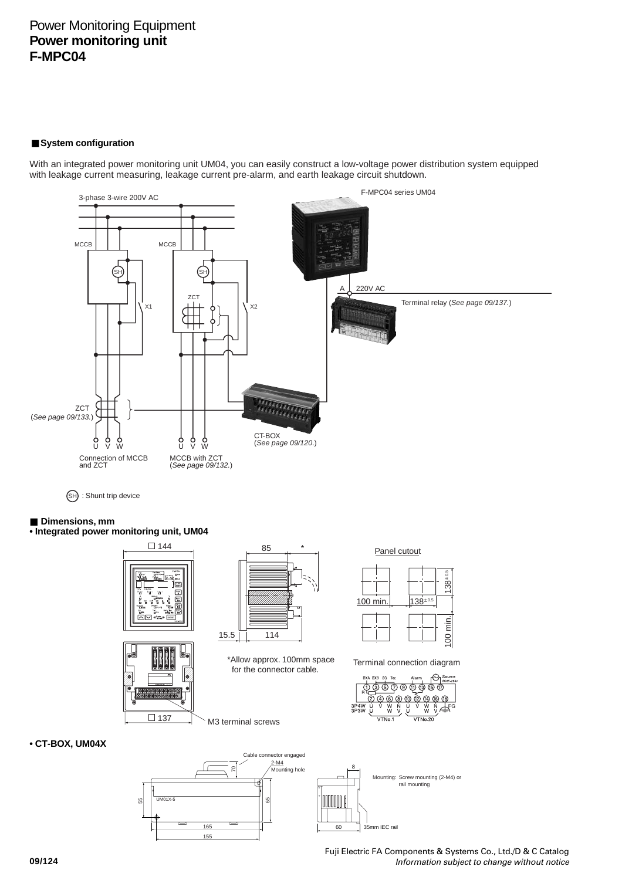Power Monitoring Equipment
**Power monitoring unit**
**F-MPC04**

## System configuration

With an integrated power monitoring unit UM04, you can easily construct a low-voltage power distribution system equipped with leakage current measuring, leakage current pre-alarm, and earth leakage circuit shutdown.

3-phase 3-wire 200V AC

F-MPC04 series UM04

MCCB MCCB

SH SH

A 220V AC

ZCT

X1 X2

Terminal relay (*See page 09/137.*)

ZCT
(*See page 09/133.*)

CT-BOX
(*See page 09/120.*)

U V W U V W

Connection of MCCB and ZCT

MCCB with ZCT
(*See page 09/132.*)

SH : Shunt trip device

## Dimensions, mm

**• Integrated power monitoring unit, UM04**

□ 144

85 *

15.5 114

□ 137

M3 terminal screws

*Allow approx. 100mm space for the connector cable.

Panel cutout

$138^{\pm 0.5}$

100 min. $138^{\pm 0.5}$

100 min.

Terminal connection diagram

DXA DXB SG Ter. Alarm Source AC85–264V

1 3 5 7 9 11 13 15 17

R

2 4 6 8 10 12 14 16 18

3P4W U V W N U V W N FG
3P3W U W V U W V

VTNo.1 VTNo.20

**• CT-BOX, UM04X**

Cable connector engaged

2-M4 Mounting hole

70

55 UM01X-5 65

165

155

8

Mounting: Screw mounting (2-M4) or rail mounting

60 35mm IEC rail

Fuji Electric FA Components & Systems Co., Ltd./D & C Catalog
*Information subject to change without notice*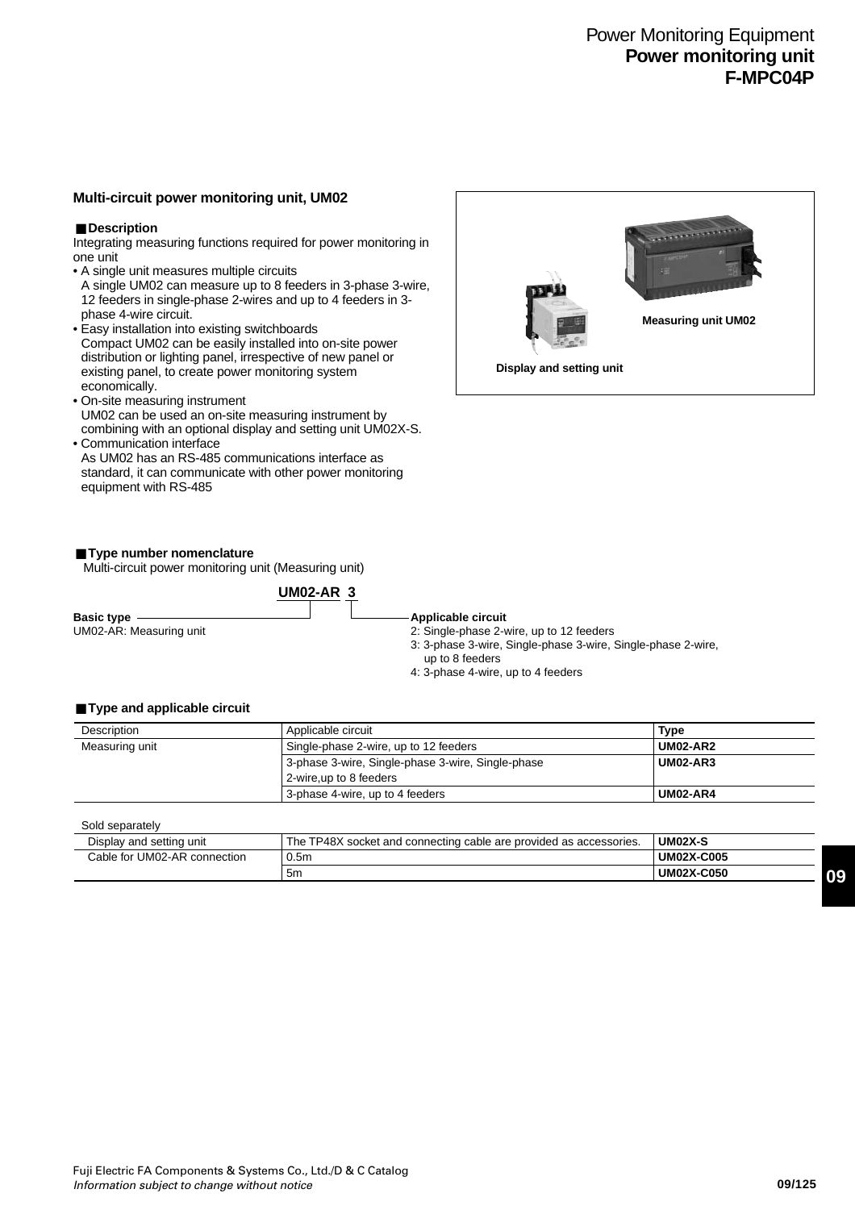# Power Monitoring Equipment
## Power monitoring unit
## F-MPC04P

### Multi-circuit power monitoring unit, UM02

#### ■ Description

Integrating measuring functions required for power monitoring in one unit

- A single unit measures multiple circuits
  A single UM02 can measure up to 8 feeders in 3-phase 3-wire, 12 feeders in single-phase 2-wires and up to 4 feeders in 3-phase 4-wire circuit.
- Easy installation into existing switchboards
  Compact UM02 can be easily installed into on-site power distribution or lighting panel, irrespective of new panel or existing panel, to create power monitoring system economically.
- On-site measuring instrument
  UM02 can be used an on-site measuring instrument by combining with an optional display and setting unit UM02X-S.
- Communication interface
  As UM02 has an RS-485 communications interface as standard, it can communicate with other power monitoring equipment with RS-485

Measuring unit UM02

Display and setting unit

#### ■ Type number nomenclature

Multi-circuit power monitoring unit (Measuring unit)

**UM02-AR 3**

**Basic type**
UM02-AR: Measuring unit

**Applicable circuit**
2: Single-phase 2-wire, up to 12 feeders
3: 3-phase 3-wire, Single-phase 3-wire, Single-phase 2-wire, up to 8 feeders
4: 3-phase 4-wire, up to 4 feeders

#### ■ Type and applicable circuit

| Description | Applicable circuit | Type |
|---|---|---|
| Measuring unit | Single-phase 2-wire, up to 12 feeders | **UM02-AR2** |
| | 3-phase 3-wire, Single-phase 3-wire, Single-phase 2-wire,up to 8 feeders | **UM02-AR3** |
| | 3-phase 4-wire, up to 4 feeders | **UM02-AR4** |

Sold separately

| | | |
|---|---|---|
| Display and setting unit | The TP48X socket and connecting cable are provided as accessories. | **UM02X-S** |
| Cable for UM02-AR connection | 0.5m | **UM02X-C005** |
| | 5m | **UM02X-C050** |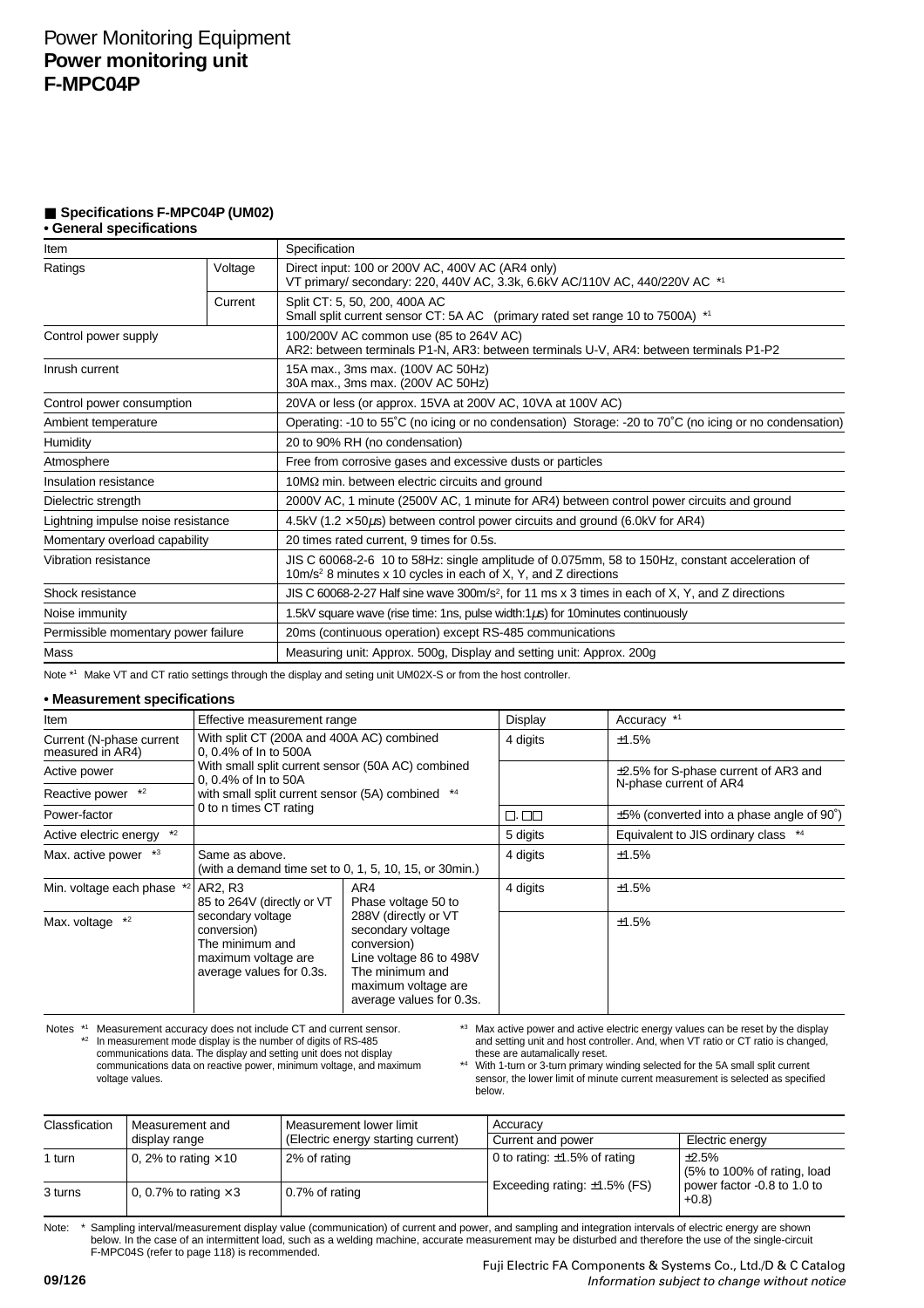# Power Monitoring Equipment
## Power monitoring unit
## F-MPC04P

### ■ Specifications F-MPC04P (UM02)

**• General specifications**

| Item | | Specification |
|---|---|---|
| Ratings | Voltage | Direct input: 100 or 200V AC, 400V AC (AR4 only)<br>VT primary/ secondary: 220, 440V AC, 3.3k, 6.6kV AC/110V AC, 440/220V AC *1 |
| | Current | Split CT: 5, 50, 200, 400A AC<br>Small split current sensor CT: 5A AC (primary rated set range 10 to 7500A) *1 |
| Control power supply | | 100/200V AC common use (85 to 264V AC)<br>AR2: between terminals P1-N, AR3: between terminals U-V, AR4: between terminals P1-P2 |
| Inrush current | | 15A max., 3ms max. (100V AC 50Hz)<br>30A max., 3ms max. (200V AC 50Hz) |
| Control power consumption | | 20VA or less (or approx. 15VA at 200V AC, 10VA at 100V AC) |
| Ambient temperature | | Operating: -10 to 55˚C (no icing or no condensation) Storage: -20 to 70˚C (no icing or no condensation) |
| Humidity | | 20 to 90% RH (no condensation) |
| Atmosphere | | Free from corrosive gases and excessive dusts or particles |
| Insulation resistance | | 10MΩ min. between electric circuits and ground |
| Dielectric strength | | 2000V AC, 1 minute (2500V AC, 1 minute for AR4) between control power circuits and ground |
| Lightning impulse noise resistance | | 4.5kV (1.2 × 50μs) between control power circuits and ground (6.0kV for AR4) |
| Momentary overload capability | | 20 times rated current, 9 times for 0.5s. |
| Vibration resistance | | JIS C 60068-2-6 10 to 58Hz: single amplitude of 0.075mm, 58 to 150Hz, constant acceleration of 10m/s² 8 minutes x 10 cycles in each of X, Y, and Z directions |
| Shock resistance | | JIS C 60068-2-27 Half sine wave 300m/s², for 11 ms x 3 times in each of X, Y, and Z directions |
| Noise immunity | | 1.5kV square wave (rise time: 1ns, pulse width:1μs) for 10minutes continuously |
| Permissible momentary power failure | | 20ms (continuous operation) except RS-485 communications |
| Mass | | Measuring unit: Approx. 500g, Display and setting unit: Approx. 200g |

Note *1 Make VT and CT ratio settings through the display and seting unit UM02X-S or from the host controller.

**• Measurement specifications**

| Item | Effective measurement range | | Display | Accuracy *1 |
|---|---|---|---|---|
| Current (N-phase current measured in AR4) | With split CT (200A and 400A AC) combined 0, 0.4% of In to 500A<br>With small split current sensor (50A AC) combined 0, 0.4% of In to 50A<br>with small split current sensor (5A) combined *4 0 to n times CT rating | | 4 digits | ±1.5% |
| Active power | | | | ±2.5% for S-phase current of AR3 and N-phase current of AR4 |
| Reactive power *2 | | | | |
| Power-factor | | | □.□□ | ±5% (converted into a phase angle of 90˚) |
| Active electric energy *2 | | | 5 digits | Equivalent to JIS ordinary class *4 |
| Max. active power *3 | Same as above.<br>(with a demand time set to 0, 1, 5, 10, 15, or 30min.) | | 4 digits | ±1.5% |
| Min. voltage each phase *2 | AR2, R3<br>85 to 264V (directly or VT secondary voltage conversion)<br>The minimum and maximum voltage are average values for 0.3s. | AR4<br>Phase voltage 50 to 288V (directly or VT secondary voltage conversion)<br>Line voltage 86 to 498V<br>The minimum and maximum voltage are average values for 0.3s. | 4 digits | ±1.5% |
| Max. voltage *2 | | | | ±1.5% |

Notes *1 Measurement accuracy does not include CT and current sensor.
*2 In measurement mode display is the number of digits of RS-485 communications data. The display and setting unit does not display communications data on reactive power, minimum voltage, and maximum voltage values.
*3 Max active power and active electric energy values can be reset by the display and setting unit and host controller. And, when VT ratio or CT ratio is changed, these are autamatically reset.
*4 With 1-turn or 3-turn primary winding selected for the 5A small split current sensor, the lower limit of minute current measurement is selected as specified below.

| Classfication | Measurement and display range | Measurement lower limit (Electric energy starting current) | Accuracy | |
|---|---|---|---|---|
| | | | Current and power | Electric energy |
| 1 turn | 0, 2% to rating × 10 | 2% of rating | 0 to rating: ±1.5% of rating | ±2.5%<br>(5% to 100% of rating, load power factor -0.8 to 1.0 to +0.8) |
| 3 turns | 0, 0.7% to rating × 3 | 0.7% of rating | Exceeding rating: ±1.5% (FS) | |

Note: * Sampling interval/measurement display value (communication) of current and power, and sampling and integration intervals of electric energy are shown below. In the case of an intermittent load, such as a welding machine, accurate measurement may be disturbed and therefore the use of the single-circuit F-MPC04S (refer to page 118) is recommended.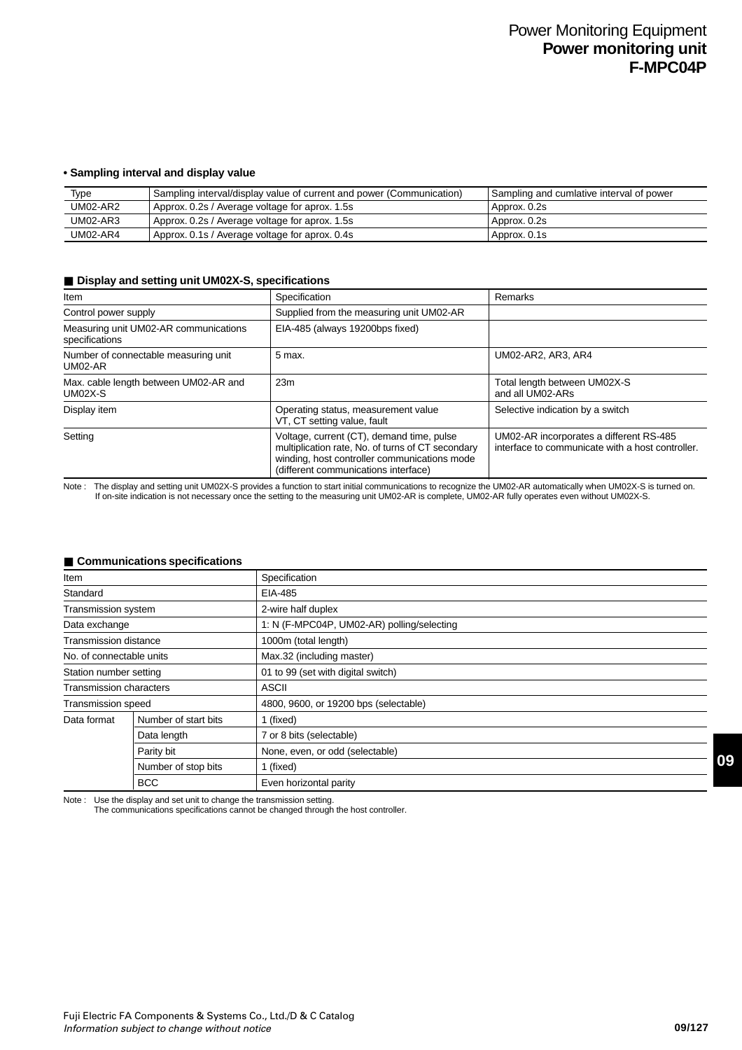**• Sampling interval and display value**

| Type | Sampling interval/display value of current and power (Communication) | Sampling and cumlative interval of power |
|---|---|---|
| UM02-AR2 | Approx. 0.2s / Average voltage for aprox. 1.5s | Approx. 0.2s |
| UM02-AR3 | Approx. 0.2s / Average voltage for aprox. 1.5s | Approx. 0.2s |
| UM02-AR4 | Approx. 0.1s / Average voltage for aprox. 0.4s | Approx. 0.1s |

## ■ Display and setting unit UM02X-S, specifications

| Item | Specification | Remarks |
|---|---|---|
| Control power supply | Supplied from the measuring unit UM02-AR | |
| Measuring unit UM02-AR communications specifications | EIA-485 (always 19200bps fixed) | |
| Number of connectable measuring unit UM02-AR | 5 max. | UM02-AR2, AR3, AR4 |
| Max. cable length between UM02-AR and UM02X-S | 23m | Total length between UM02X-S and all UM02-ARs |
| Display item | Operating status, measurement value VT, CT setting value, fault | Selective indication by a switch |
| Setting | Voltage, current (CT), demand time, pulse multiplication rate, No. of turns of CT secondary winding, host controller communications mode (different communications interface) | UM02-AR incorporates a different RS-485 interface to communicate with a host controller. |

Note : The display and setting unit UM02X-S provides a function to start initial communications to recognize the UM02-AR automatically when UM02X-S is turned on. If on-site indication is not necessary once the setting to the measuring unit UM02-AR is complete, UM02-AR fully operates even without UM02X-S.

## ■ Communications specifications

| Item | | Specification |
|---|---|---|
| Standard | | EIA-485 |
| Transmission system | | 2-wire half duplex |
| Data exchange | | 1: N (F-MPC04P, UM02-AR) polling/selecting |
| Transmission distance | | 1000m (total length) |
| No. of connectable units | | Max.32 (including master) |
| Station number setting | | 01 to 99 (set with digital switch) |
| Transmission characters | | ASCII |
| Transmission speed | | 4800, 9600, or 19200 bps (selectable) |
| Data format | Number of start bits | 1 (fixed) |
| | Data length | 7 or 8 bits (selectable) |
| | Parity bit | None, even, or odd (selectable) |
| | Number of stop bits | 1 (fixed) |
| | BCC | Even horizontal parity |

Note : Use the display and set unit to change the transmission setting.
The communications specifications cannot be changed through the host controller.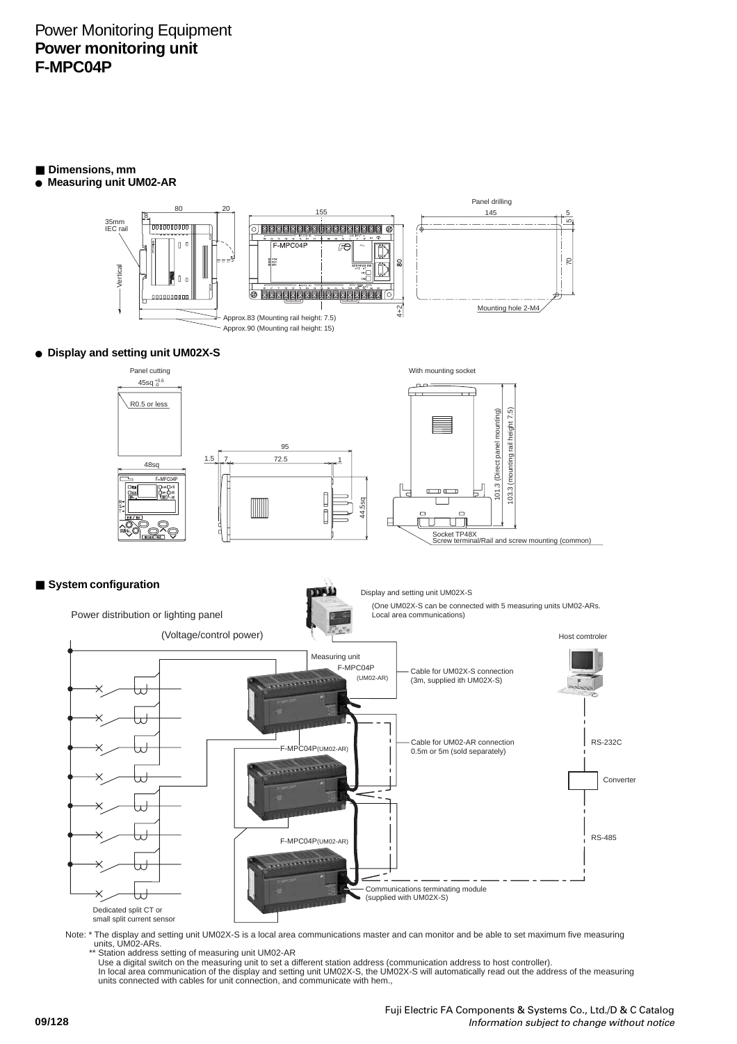# Power Monitoring Equipment
## Power monitoring unit
## F-MPC04P

### ■ Dimensions, mm

**● Measuring unit UM02-AR**

35mm IEC rail

Vertical

80 20 8

155

F-MPC04P

80

4÷2

Approx.83 (Mounting rail height: 7.5)
Approx.90 (Mounting rail height: 15)

Panel drilling

145 5 5

70

Mounting hole 2-M4

**● Display and setting unit UM02X-S**

Panel cutting

45sq $^{+0.6}_{-0}$

R0.5 or less

48sq

F-MPC04P

95

1.5 7 72.5 1

44.5sq

With mounting socket

101.3 (Direct panel mounting)
103.3 (mounting rail height 7.5)

Socket TP48X
Screw terminal/Rail and screw mounting (common)

### ■ System configuration

Display and setting unit UM02X-S

(One UM02X-S can be connected with 5 measuring units UM02-ARs. Local area communications)

Power distribution or lighting panel

(Voltage/control power)

Host comtroler

Measuring unit F-MPC04P (UM02-AR)

Cable for UM02X-S connection (3m, supplied ith UM02X-S)

Cable for UM02-AR connection 0.5m or 5m (sold separately)

F-MPC04P(UM02-AR)

RS-232C

Converter

RS-485

F-MPC04P(UM02-AR)

Communications terminating module (supplied with UM02X-S)

Dedicated split CT or small split current sensor

Note: * The display and setting unit UM02X-S is a local area communications master and can monitor and be able to set maximum five measuring units, UM02-ARs.
** Station address setting of measuring unit UM02-AR
Use a digital switch on the measuring unit to set a different station address (communication address to host controller).
In local area communication of the display and setting unit UM02X-S, the UM02X-S will automatically read out the address of the measuring units connected with cables for unit connection, and communicate with hem.,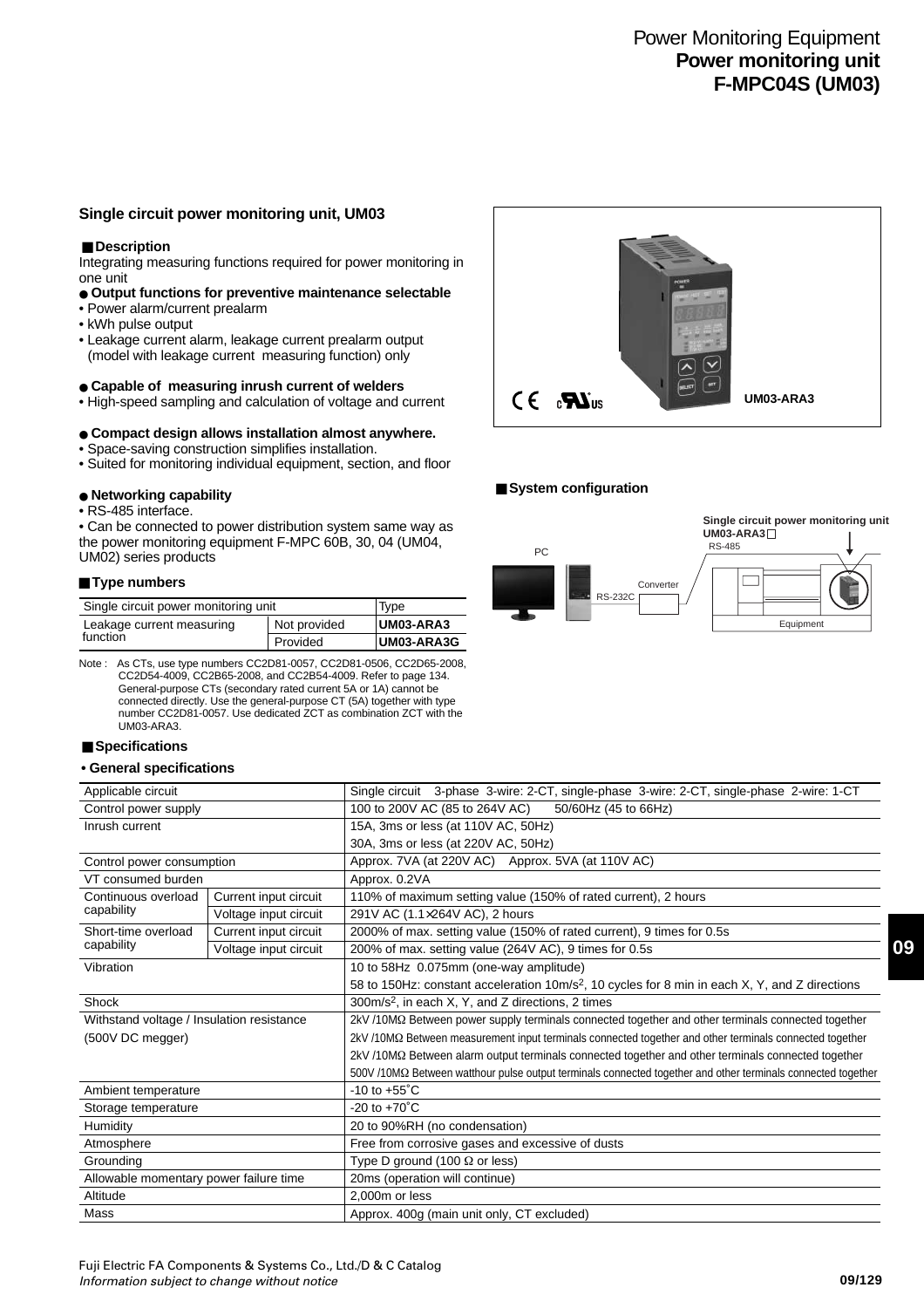# Power Monitoring Equipment
## Power monitoring unit
## F-MPC04S (UM03)

### Single circuit power monitoring unit, UM03

#### ■ Description

Integrating measuring functions required for power monitoring in one unit

**● Output functions for preventive maintenance selectable**

- Power alarm/current prealarm
- kWh pulse output
- Leakage current alarm, leakage current prealarm output (model with leakage current measuring function) only

**● Capable of measuring inrush current of welders**

- High-speed sampling and calculation of voltage and current

**● Compact design allows installation almost anywhere.**

- Space-saving construction simplifies installation.
- Suited for monitoring individual equipment, section, and floor

**● Networking capability**

- RS-485 interface.
- Can be connected to power distribution system same way as the power monitoring equipment F-MPC 60B, 30, 04 (UM04, UM02) series products

UM03-ARA3

#### ■ System configuration

PC — RS-232C — Converter — RS-485 — Single circuit power monitoring unit UM03-ARA3□ — Equipment

#### ■ Type numbers

| Single circuit power monitoring unit | | Type |
|---|---|---|
| Leakage current measuring function | Not provided | **UM03-ARA3** |
| | Provided | **UM03-ARA3G** |

Note : As CTs, use type numbers CC2D81-0057, CC2D81-0506, CC2D65-2008, CC2D54-4009, CC2B65-2008, and CC2B54-4009. Refer to page 134. General-purpose CTs (secondary rated current 5A or 1A) cannot be connected directly. Use the general-purpose CT (5A) together with type number CC2D81-0057. Use dedicated ZCT as combination ZCT with the UM03-ARA3.

#### ■ Specifications

**• General specifications**

| Item | | Specification |
|---|---|---|
| Applicable circuit | | Single circuit 3-phase 3-wire: 2-CT, single-phase 3-wire: 2-CT, single-phase 2-wire: 1-CT |
| Control power supply | | 100 to 200V AC (85 to 264V AC) 50/60Hz (45 to 66Hz) |
| Inrush current | | 15A, 3ms or less (at 110V AC, 50Hz) |
| | | 30A, 3ms or less (at 220V AC, 50Hz) |
| Control power consumption | | Approx. 7VA (at 220V AC) Approx. 5VA (at 110V AC) |
| VT consumed burden | | Approx. 0.2VA |
| Continuous overload capability | Current input circuit | 110% of maximum setting value (150% of rated current), 2 hours |
| | Voltage input circuit | 291V AC (1.1×264V AC), 2 hours |
| Short-time overload capability | Current input circuit | 2000% of max. setting value (150% of rated current), 9 times for 0.5s |
| | Voltage input circuit | 200% of max. setting value (264V AC), 9 times for 0.5s |
| Vibration | | 10 to 58Hz 0.075mm (one-way amplitude) |
| | | 58 to 150Hz: constant acceleration 10m/s$^2$, 10 cycles for 8 min in each X, Y, and Z directions |
| Shock | | 300m/s$^2$, in each X, Y, and Z directions, 2 times |
| Withstand voltage / Insulation resistance (500V DC megger) | | 2kV /10MΩ Between power supply terminals connected together and other terminals connected together |
| | | 2kV /10MΩ Between measurement input terminals connected together and other terminals connected together |
| | | 2kV /10MΩ Between alarm output terminals connected together and other terminals connected together |
| | | 500V /10MΩ Between watthour pulse output terminals connected together and other terminals connected together |
| Ambient temperature | | -10 to +55˚C |
| Storage temperature | | -20 to +70˚C |
| Humidity | | 20 to 90%RH (no condensation) |
| Atmosphere | | Free from corrosive gases and excessive of dusts |
| Grounding | | Type D ground (100 Ω or less) |
| Allowable momentary power failure time | | 20ms (operation will continue) |
| Altitude | | 2,000m or less |
| Mass | | Approx. 400g (main unit only, CT excluded) |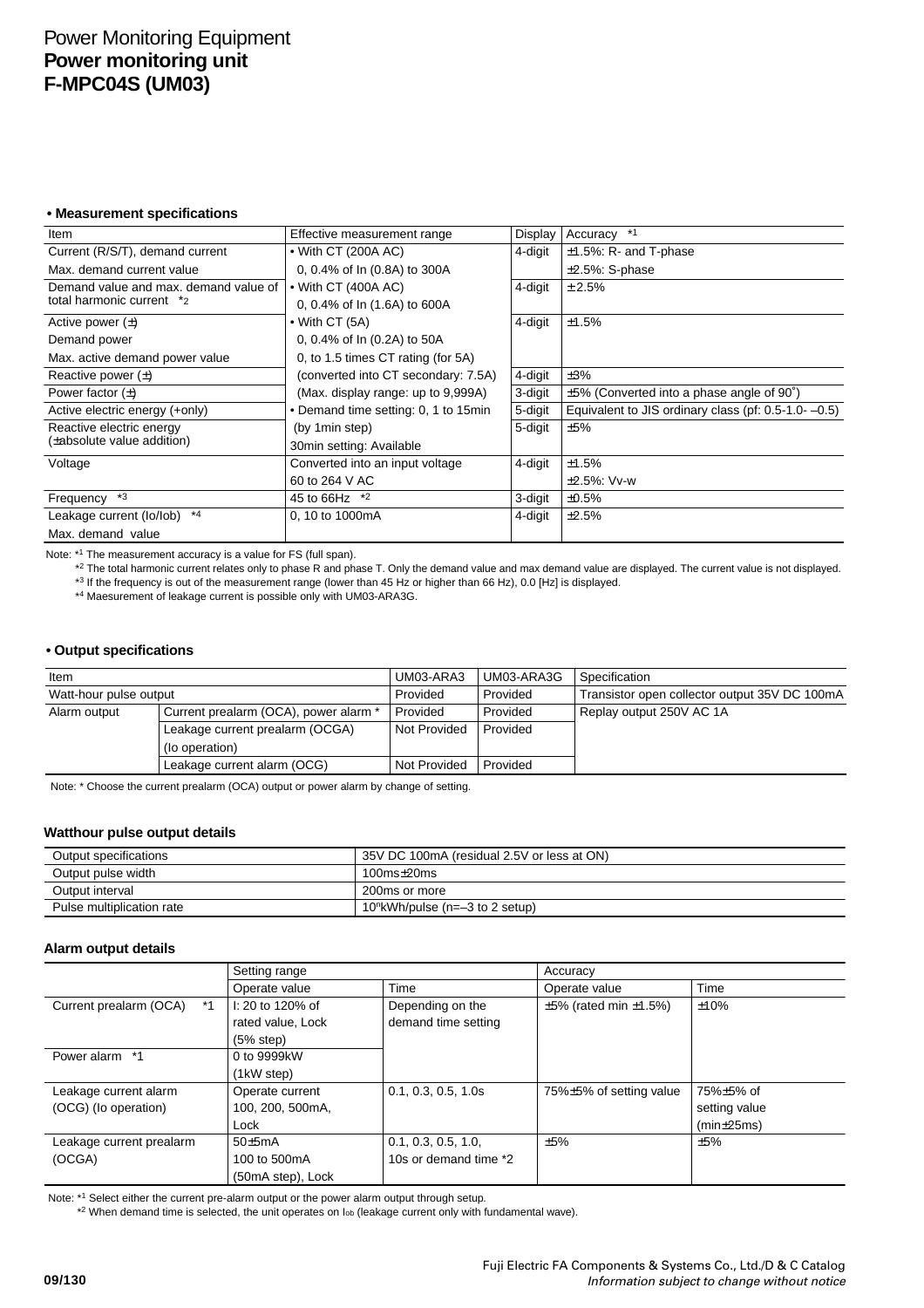# Power Monitoring Equipment
## Power monitoring unit
## F-MPC04S (UM03)

**• Measurement specifications**

| Item | Effective measurement range | Display | Accuracy *1 |
|---|---|---|---|
| Current (R/S/T), demand current | • With CT (200A AC) | 4-digit | ±1.5%: R- and T-phase |
| Max. demand current value | 0, 0.4% of In (0.8A) to 300A | | ±2.5%: S-phase |
| Demand value and max. demand value of total harmonic current *2 | • With CT (400A AC)<br>0, 0.4% of In (1.6A) to 600A | 4-digit | ± 2.5% |
| Active power (±) | • With CT (5A) | 4-digit | ±1.5% |
| Demand power | 0, 0.4% of In (0.2A) to 50A | | |
| Max. active demand power value | 0, to 1.5 times CT rating (for 5A) | | |
| Reactive power (±) | (converted into CT secondary: 7.5A) | 4-digit | ±3% |
| Power factor (±) | (Max. display range: up to 9,999A) | 3-digit | ±5% (Converted into a phase angle of 90˚) |
| Active electric energy (+only) | • Demand time setting: 0, 1 to 15min | 5-digit | Equivalent to JIS ordinary class (pf: 0.5-1.0- –0.5) |
| Reactive electric energy (±absolute value addition) | (by 1min step)<br>30min setting: Available | 5-digit | ±5% |
| Voltage | Converted into an input voltage<br>60 to 264 V AC | 4-digit | ±1.5%<br>±2.5%: Vv-w |
| Frequency *3 | 45 to 66Hz *2 | 3-digit | ±0.5% |
| Leakage current (Io/Iob) *4 | 0, 10 to 1000mA | 4-digit | ±2.5% |
| Max. demand value | | | |

Note: *1 The measurement accuracy is a value for FS (full span).
*2 The total harmonic current relates only to phase R and phase T. Only the demand value and max demand value are displayed. The current value is not displayed.
*3 If the frequency is out of the measurement range (lower than 45 Hz or higher than 66 Hz), 0.0 [Hz] is displayed.
*4 Maesurement of leakage current is possible only with UM03-ARA3G.

**• Output specifications**

| Item | | UM03-ARA3 | UM03-ARA3G | Specification |
|---|---|---|---|---|
| Watt-hour pulse output | | Provided | Provided | Transistor open collector output 35V DC 100mA |
| Alarm output | Current prealarm (OCA), power alarm * | Provided | Provided | Replay output 250V AC 1A |
| | Leakage current prealarm (OCGA) (Io operation) | Not Provided | Provided | |
| | Leakage current alarm (OCG) | Not Provided | Provided | |

Note: * Choose the current prealarm (OCA) output or power alarm by change of setting.

**Watthour pulse output details**

| Output specifications | 35V DC 100mA (residual 2.5V or less at ON) |
|---|---|
| Output pulse width | 100ms±20ms |
| Output interval | 200ms or more |
| Pulse multiplication rate | $10^n$kWh/pulse (n=–3 to 2 setup) |

**Alarm output details**

| | Setting range | | Accuracy | |
|---|---|---|---|---|
| | Operate value | Time | Operate value | Time |
| Current prealarm (OCA) *1 | I: 20 to 120% of rated value, Lock (5% step) | Depending on the demand time setting | ±5% (rated min ±1.5%) | ±10% |
| Power alarm *1 | 0 to 9999kW (1kW step) | | | |
| Leakage current alarm (OCG) (Io operation) | Operate current 100, 200, 500mA, Lock | 0.1, 0.3, 0.5, 1.0s | 75%±5% of setting value | 75%±5% of setting value (min±25ms) |
| Leakage current prealarm (OCGA) | 50±5mA<br>100 to 500mA (50mA step), Lock | 0.1, 0.3, 0.5, 1.0, 10s or demand time *2 | ±5% | ±5% |

Note: *1 Select either the current pre-alarm output or the power alarm output through setup.
*2 When demand time is selected, the unit operates on $I_{ob}$ (leakage current only with fundamental wave).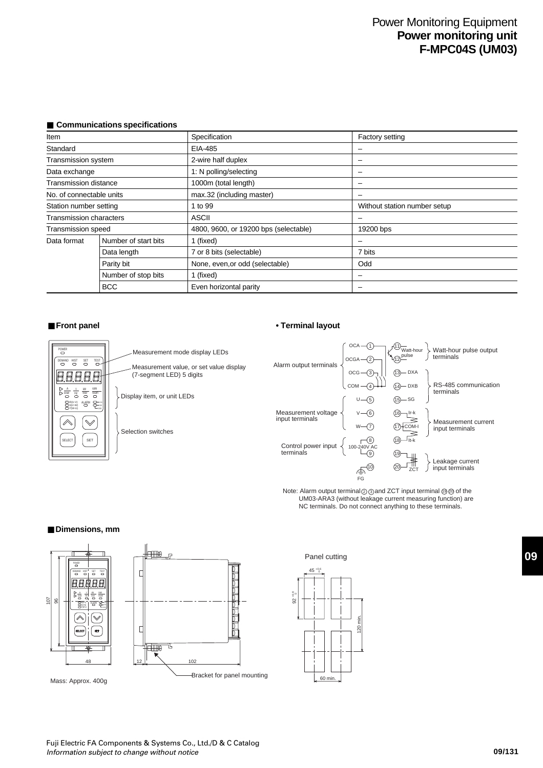# Power Monitoring Equipment
## Power monitoring unit
## F-MPC04S (UM03)

### ■ Communications specifications

| Item | | Specification | Factory setting |
|---|---|---|---|
| Standard | | EIA-485 | – |
| Transmission system | | 2-wire half duplex | – |
| Data exchange | | 1: N polling/selecting | – |
| Transmission distance | | 1000m (total length) | – |
| No. of connectable units | | max.32 (including master) | – |
| Station number setting | | 1 to 99 | Without station number setup |
| Transmission characters | | ASCII | – |
| Transmission speed | | 4800, 9600, or 19200 bps (selectable) | 19200 bps |
| Data format | Number of start bits | 1 (fixed) | – |
| | Data length | 7 or 8 bits (selectable) | 7 bits |
| | Parity bit | None, even,or odd (selectable) | Odd |
| | Number of stop bits | 1 (fixed) | – |
| | BCC | Even horizontal parity | – |

### ■ Front panel

- Measurement mode display LEDs
- Measurement value, or set value display (7-segment LED) 5 digits
- Display item, or unit LEDs
- Selection switches

### • Terminal layout

- Alarm output terminals: OCA (1), OCGA (2), OCG (3), COM (4)
- Measurement voltage input terminals: U (5), V (6), W (7)
- Control power input terminals: (8), (9) 100-240V AC
- FG (10)
- Watt-hour pulse output terminals: (11), (12) Watt-hour pulse
- RS-485 communication terminals: (13) DXA, (14) DXB, (15) SG
- Measurement current input terminals: (16) Ir-k, (17) COM-l, (18) It-k
- Leakage current input terminals: (19), (20) ZCT

Note: Alarm output terminal (2) (3) and ZCT input terminal (19) (20) of the UM03-ARA3 (without leakage current measuring function) are NC terminals. Do not connect anything to these terminals.

### ■ Dimensions, mm

Dimensions: 107, 96, 48, 12, 102

Bracket for panel mounting

Mass: Approx. 400g

Panel cutting: $45^{+0.6}_{0}$, $92^{+0.8}_{0}$, 120 min., 60 min.

Fuji Electric FA Components & Systems Co., Ltd./D & C Catalog
*Information subject to change without notice*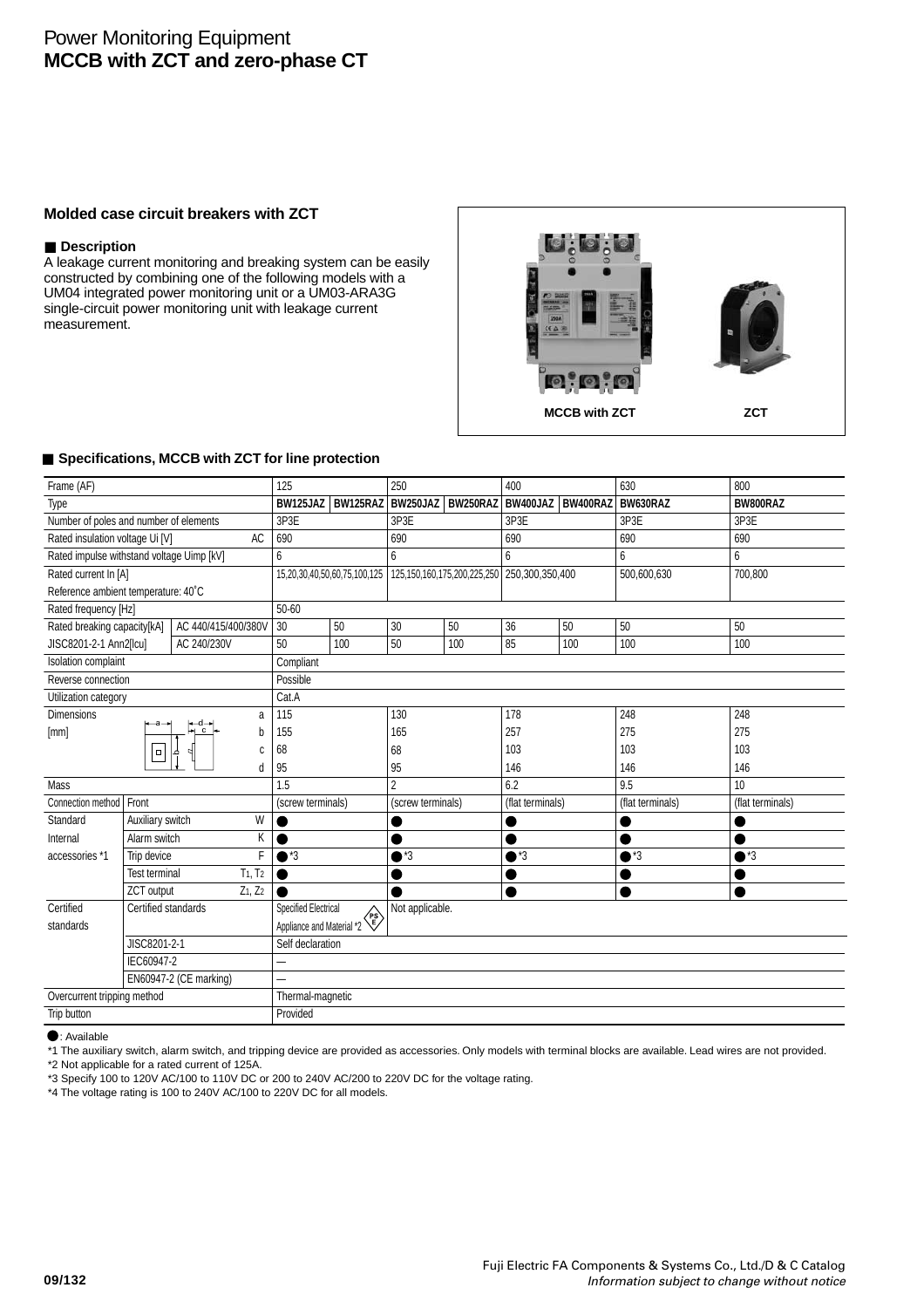# Power Monitoring Equipment
# MCCB with ZCT and zero-phase CT

## Molded case circuit breakers with ZCT

### ■ Description

A leakage current monitoring and breaking system can be easily constructed by combining one of the following models with a UM04 integrated power monitoring unit or a UM03-ARA3G single-circuit power monitoring unit with leakage current measurement.

MCCB with ZCT　　ZCT

### ■ Specifications, MCCB with ZCT for line protection

| Frame (AF) | | | 125 | | 250 | | 400 | | 630 | 800 |
|---|---|---|---|---|---|---|---|---|---|---|
| Type | | | **BW125JAZ** | **BW125RAZ** | **BW250JAZ** | **BW250RAZ** | **BW400JAZ** | **BW400RAZ** | **BW630RAZ** | **BW800RAZ** |
| Number of poles and number of elements | | | 3P3E | | 3P3E | | 3P3E | | 3P3E | 3P3E |
| Rated insulation voltage Ui [V] | | AC | 690 | | 690 | | 690 | | 690 | 690 |
| Rated impulse withstand voltage Uimp [kV] | | | 6 | | 6 | | 6 | | 6 | 6 |
| Rated current In [A] Reference ambient temperature: 40°C | | | 15,20,30,40,50,60,75,100,125 | | 125,150,160,175,200,225,250 | | 250,300,350,400 | | 500,600,630 | 700,800 |
| Rated frequency [Hz] | | | 50-60 | | | | | | | |
| Rated breaking capacity[kA] JISC8201-2-1 Ann2[Icu] | AC 440/415/400/380V | | 30 | 50 | 30 | 50 | 36 | 50 | 50 | 50 |
| | AC 240/230V | | 50 | 100 | 50 | 100 | 85 | 100 | 100 | 100 |
| Isolation complaint | | | Compliant | | | | | | | |
| Reverse connection | | | Possible | | | | | | | |
| Utilization category | | | Cat.A | | | | | | | |
| Dimensions [mm] | | a | 115 | | 130 | | 178 | | 248 | 248 |
| | | b | 155 | | 165 | | 257 | | 275 | 275 |
| | | c | 68 | | 68 | | 103 | | 103 | 103 |
| | | d | 95 | | 95 | | 146 | | 146 | 146 |
| Mass | | | 1.5 | | 2 | | 6.2 | | 9.5 | 10 |
| Connection method | Front | | (screw terminals) | | (screw terminals) | | (flat terminals) | | (flat terminals) | (flat terminals) |
| Standard Internal accessories *1 | Auxiliary switch | W | ● | | ● | | ● | | ● | ● |
| | Alarm switch | K | ● | | ● | | ● | | ● | ● |
| | Trip device | F | ●*3 | | ●*3 | | ●*3 | | ●*3 | ●*3 |
| | Test terminal | $T_1, T_2$ | ● | | ● | | ● | | ● | ● |
| | ZCT output | $Z_1, Z_2$ | ● | | ● | | ● | | ● | ● |
| Certified standards | Certified standards | | Specified Electrical Appliance and Material *2 PSE | | Not applicable. | | | | | |
| | JISC8201-2-1 | | Self declaration | | | | | | | |
| | IEC60947-2 | | — | | | | | | | |
| | EN60947-2 (CE marking) | | — | | | | | | | |
| Overcurrent tripping method | | | Thermal-magnetic | | | | | | | |
| Trip button | | | Provided | | | | | | | |

●: Available

*1 The auxiliary switch, alarm switch, and tripping device are provided as accessories. Only models with terminal blocks are available. Lead wires are not provided.

*2 Not applicable for a rated current of 125A.

*3 Specify 100 to 120V AC/100 to 110V DC or 200 to 240V AC/200 to 220V DC for the voltage rating.

*4 The voltage rating is 100 to 240V AC/100 to 220V DC for all models.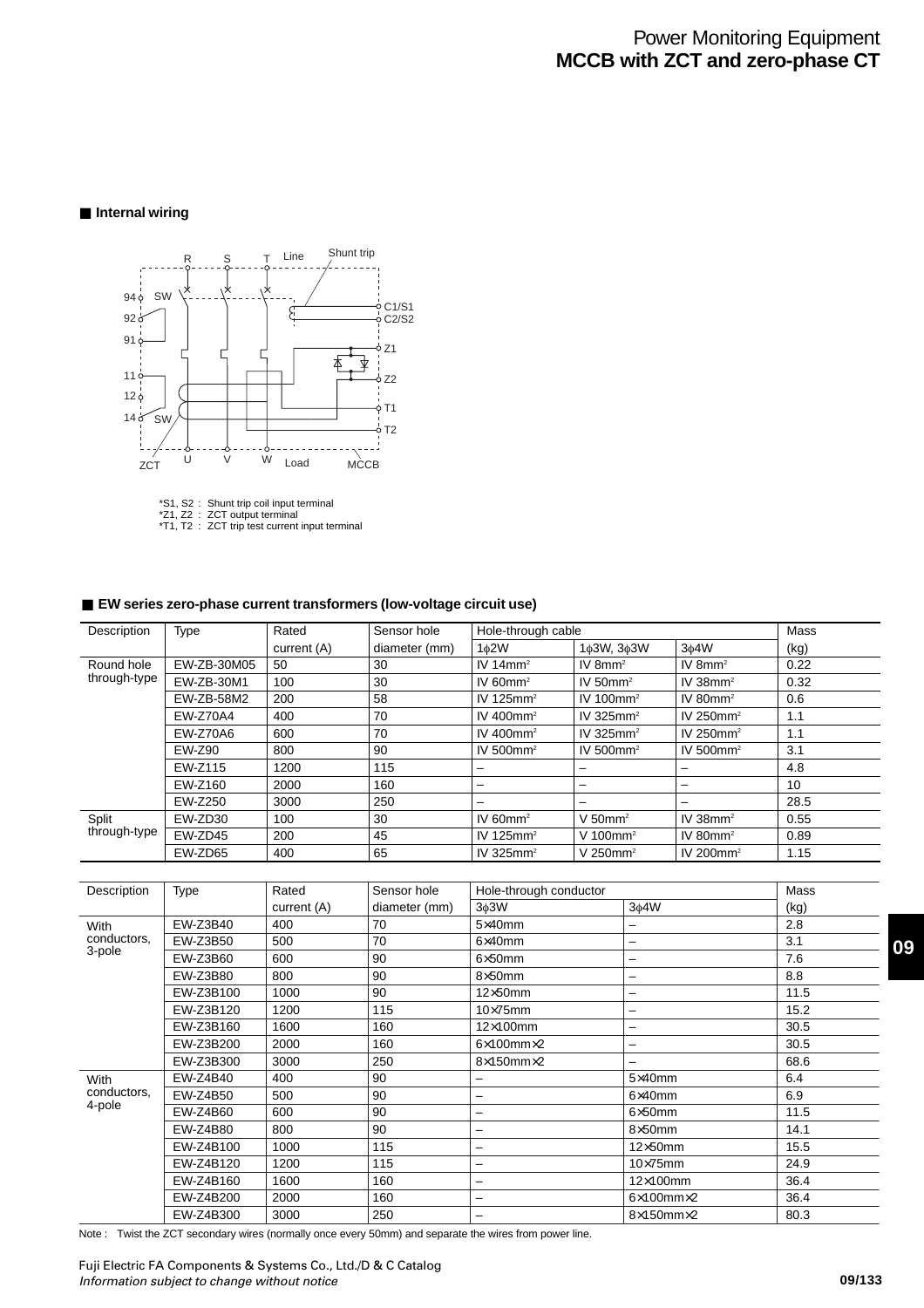# Power Monitoring Equipment
## MCCB with ZCT and zero-phase CT

### ■ Internal wiring

*S1, S2 : Shunt trip coil input terminal
*Z1, Z2 : ZCT output terminal
*T1, T2 : ZCT trip test current input terminal

### ■ EW series zero-phase current transformers (low-voltage circuit use)

| Description | Type | Rated current (A) | Sensor hole diameter (mm) | Hole-through cable | | | Mass (kg) |
|---|---|---|---|---|---|---|---|
| | | | | 1ϕ2W | 1ϕ3W, 3ϕ3W | 3ϕ4W | |
| Round hole through-type | EW-ZB-30M05 | 50 | 30 | IV 14mm² | IV 8mm² | IV 8mm² | 0.22 |
| | EW-ZB-30M1 | 100 | 30 | IV 60mm² | IV 50mm² | IV 38mm² | 0.32 |
| | EW-ZB-58M2 | 200 | 58 | IV 125mm² | IV 100mm² | IV 80mm² | 0.6 |
| | EW-Z70A4 | 400 | 70 | IV 400mm² | IV 325mm² | IV 250mm² | 1.1 |
| | EW-Z70A6 | 600 | 70 | IV 400mm² | IV 325mm² | IV 250mm² | 1.1 |
| | EW-Z90 | 800 | 90 | IV 500mm² | IV 500mm² | IV 500mm² | 3.1 |
| | EW-Z115 | 1200 | 115 | – | – | – | 4.8 |
| | EW-Z160 | 2000 | 160 | – | – | – | 10 |
| | EW-Z250 | 3000 | 250 | – | – | – | 28.5 |
| Split through-type | EW-ZD30 | 100 | 30 | IV 60mm² | V 50mm² | IV 38mm² | 0.55 |
| | EW-ZD45 | 200 | 45 | IV 125mm² | V 100mm² | IV 80mm² | 0.89 |
| | EW-ZD65 | 400 | 65 | IV 325mm² | V 250mm² | IV 200mm² | 1.15 |

| Description | Type | Rated current (A) | Sensor hole diameter (mm) | Hole-through conductor | | Mass (kg) |
|---|---|---|---|---|---|---|
| | | | | 3ϕ3W | 3ϕ4W | |
| With conductors, 3-pole | EW-Z3B40 | 400 | 70 | 5×40mm | – | 2.8 |
| | EW-Z3B50 | 500 | 70 | 6×40mm | – | 3.1 |
| | EW-Z3B60 | 600 | 90 | 6×50mm | – | 7.6 |
| | EW-Z3B80 | 800 | 90 | 8×50mm | – | 8.8 |
| | EW-Z3B100 | 1000 | 90 | 12×50mm | – | 11.5 |
| | EW-Z3B120 | 1200 | 115 | 10×75mm | – | 15.2 |
| | EW-Z3B160 | 1600 | 160 | 12×100mm | – | 30.5 |
| | EW-Z3B200 | 2000 | 160 | 6×100mm×2 | – | 30.5 |
| | EW-Z3B300 | 3000 | 250 | 8×150mm×2 | – | 68.6 |
| With conductors, 4-pole | EW-Z4B40 | 400 | 90 | – | 5×40mm | 6.4 |
| | EW-Z4B50 | 500 | 90 | – | 6×40mm | 6.9 |
| | EW-Z4B60 | 600 | 90 | – | 6×50mm | 11.5 |
| | EW-Z4B80 | 800 | 90 | – | 8×50mm | 14.1 |
| | EW-Z4B100 | 1000 | 115 | – | 12×50mm | 15.5 |
| | EW-Z4B120 | 1200 | 115 | – | 10×75mm | 24.9 |
| | EW-Z4B160 | 1600 | 160 | – | 12×100mm | 36.4 |
| | EW-Z4B200 | 2000 | 160 | – | 6×100mm×2 | 36.4 |
| | EW-Z4B300 | 3000 | 250 | – | 8×150mm×2 | 80.3 |

Note : Twist the ZCT secondary wires (normally once every 50mm) and separate the wires from power line.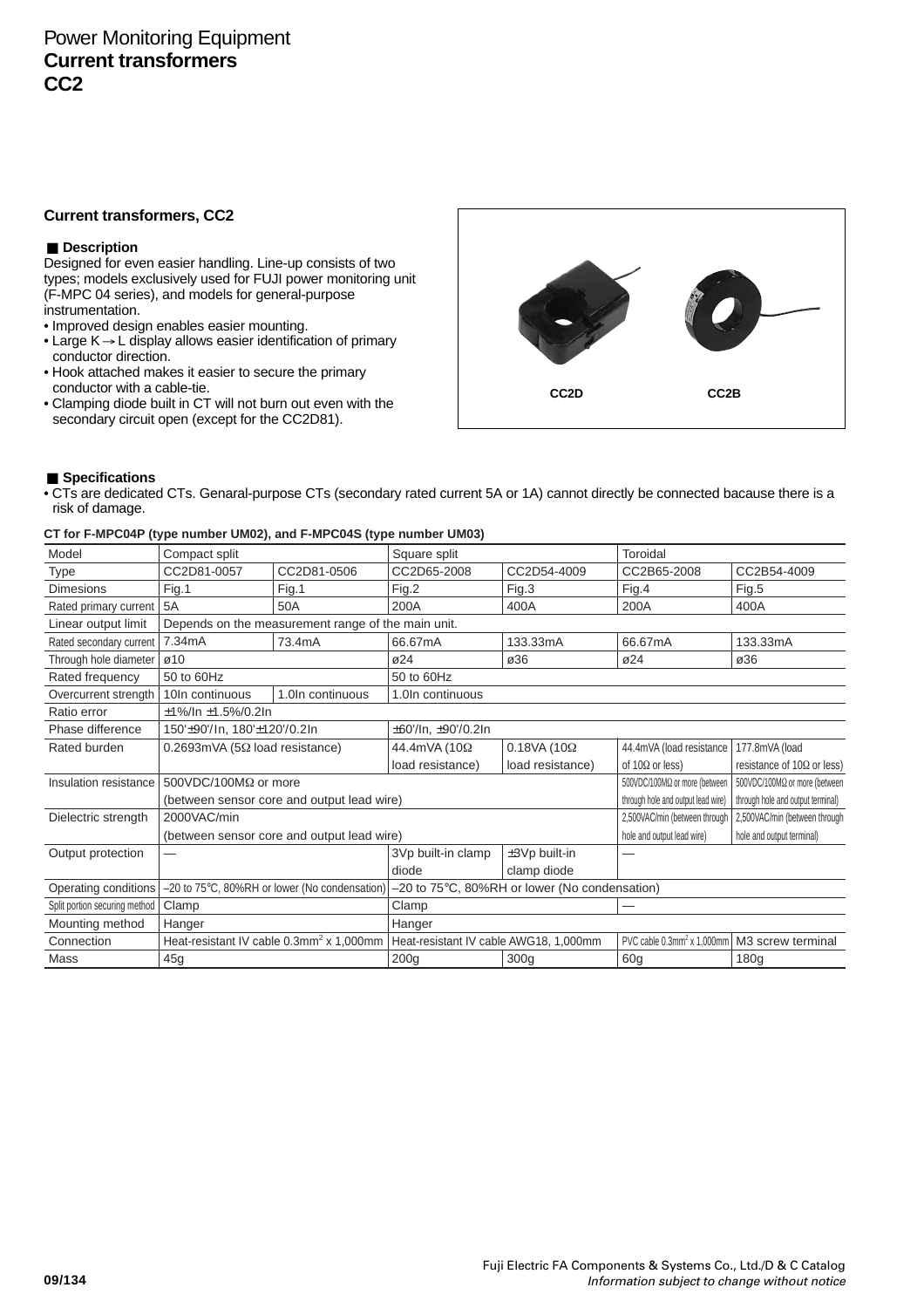# Power Monitoring Equipment
## Current transformers
## CC2

### Current transformers, CC2

#### ■ Description

Designed for even easier handling. Line-up consists of two types; models exclusively used for FUJI power monitoring unit (F-MPC 04 series), and models for general-purpose instrumentation.

- Improved design enables easier mounting.
- Large K → L display allows easier identification of primary conductor direction.
- Hook attached makes it easier to secure the primary conductor with a cable-tie.
- Clamping diode built in CT will not burn out even with the secondary circuit open (except for the CC2D81).

CC2D CC2B

#### ■ Specifications

- CTs are dedicated CTs. Genaral-purpose CTs (secondary rated current 5A or 1A) cannot directly be connected bacause there is a risk of damage.

**CT for F-MPC04P (type number UM02), and F-MPC04S (type number UM03)**

| Model | Compact split | | Square split | | Toroidal | |
|---|---|---|---|---|---|---|
| Type | CC2D81-0057 | CC2D81-0506 | CC2D65-2008 | CC2D54-4009 | CC2B65-2008 | CC2B54-4009 |
| Dimesions | Fig.1 | Fig.1 | Fig.2 | Fig.3 | Fig.4 | Fig.5 |
| Rated primary current | 5A | 50A | 200A | 400A | 200A | 400A |
| Linear output limit | Depends on the measurement range of the main unit. | | | | | |
| Rated secondary current | 7.34mA | 73.4mA | 66.67mA | 133.33mA | 66.67mA | 133.33mA |
| Through hole diameter | ø10 | | ø24 | ø36 | ø24 | ø36 |
| Rated frequency | 50 to 60Hz | | 50 to 60Hz | | | |
| Overcurrent strength | 10In continuous | 1.0In continuous | 1.0In continuous | | | |
| Ratio error | ±1%/In ±1.5%/0.2In | | | | | |
| Phase difference | 150'±90'/In, 180'±120'/0.2In | | ±60'/In, ±90'/0.2In | | | |
| Rated burden | 0.2693mVA (5Ω load resistance) | | 44.4mVA (10Ω load resistance) | 0.18VA (10Ω load resistance) | 44.4mVA (load resistance of 10Ω or less) | 177.8mVA (load resistance of 10Ω or less) |
| Insulation resistance | 500VDC/100MΩ or more (between sensor core and output lead wire) | | | | 500VDC/100MΩ or more (between through hole and output lead wire) | 500VDC/100MΩ or more (between through hole and output terminal) |
| Dielectric strength | 2000VAC/min (between sensor core and output lead wire) | | | | 2,500VAC/min (between through hole and output lead wire) | 2,500VAC/min (between through hole and output terminal) |
| Output protection | — | | 3Vp built-in clamp diode | ±3Vp built-in clamp diode | — | |
| Operating conditions | –20 to 75℃, 80%RH or lower (No condensation) | | –20 to 75℃, 80%RH or lower (No condensation) | | | |
| Split portion securing method | Clamp | | Clamp | | — | |
| Mounting method | Hanger | | Hanger | | | |
| Connection | Heat-resistant IV cable 0.3mm² x 1,000mm | | Heat-resistant IV cable AWG18, 1,000mm | | PVC cable 0.3mm² x 1,000mm | M3 screw terminal |
| Mass | 45g | | 200g | 300g | 60g | 180g |

Fuji Electric FA Components & Systems Co., Ltd./D & C Catalog
*Information subject to change without notice*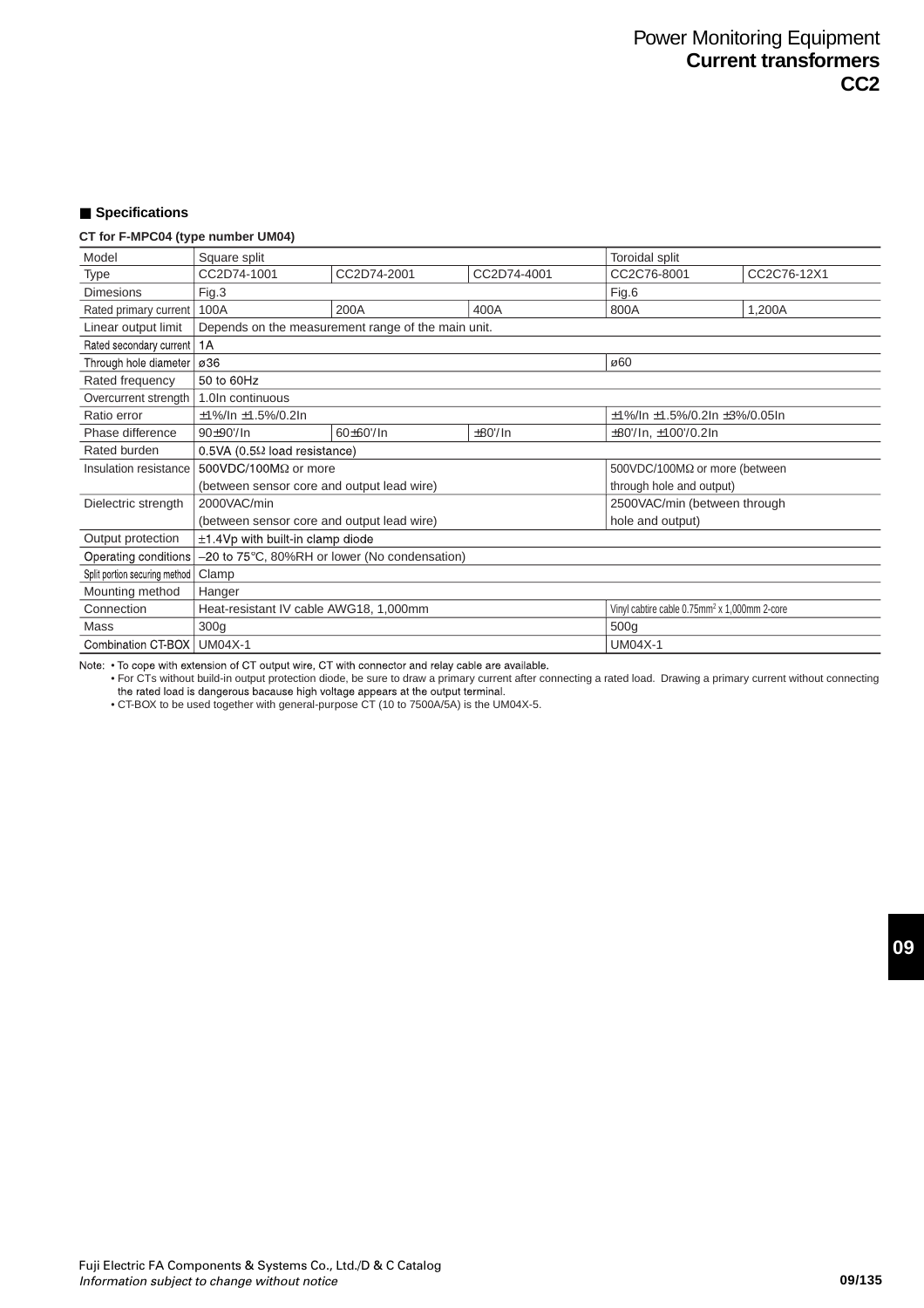## ■ Specifications

**CT for F-MPC04 (type number UM04)**

| Model | Square split | | | Toroidal split | |
|---|---|---|---|---|---|
| Type | CC2D74-1001 | CC2D74-2001 | CC2D74-4001 | CC2C76-8001 | CC2C76-12X1 |
| Dimesions | Fig.3 | | | Fig.6 | |
| Rated primary current | 100A | 200A | 400A | 800A | 1,200A |
| Linear output limit | Depends on the measurement range of the main unit. | | | | |
| Rated secondary current | 1A | | | | |
| Through hole diameter | ø36 | | | ø60 | |
| Rated frequency | 50 to 60Hz | | | | |
| Overcurrent strength | 1.0In continuous | | | | |
| Ratio error | ±1%/In ±1.5%/0.2In | | | ±1%/In ±1.5%/0.2In ±3%/0.05In | |
| Phase difference | 90±90'/In | 60±60'/In | ±80'/In | ±80'/In, ±100'/0.2In | |
| Rated burden | 0.5VA (0.5Ω load resistance) | | | | |
| Insulation resistance | 500VDC/100MΩ or more (between sensor core and output lead wire) | | | 500VDC/100MΩ or more (between through hole and output) | |
| Dielectric strength | 2000VAC/min (between sensor core and output lead wire) | | | 2500VAC/min (between through hole and output) | |
| Output protection | ±1.4Vp with built-in clamp diode | | | | |
| Operating conditions | –20 to 75°C, 80%RH or lower (No condensation) | | | | |
| Split portion securing method | Clamp | | | | |
| Mounting method | Hanger | | | | |
| Connection | Heat-resistant IV cable AWG18, 1,000mm | | | Vinyl cabtire cable 0.75mm² x 1,000mm 2-core | |
| Mass | 300g | | | 500g | |
| Combination CT-BOX | UM04X-1 | | | UM04X-1 | |

Note:
- To cope with extension of CT output wire, CT with connector and relay cable are available.
- For CTs without build-in output protection diode, be sure to draw a primary current after connecting a rated load. Drawing a primary current without connecting the rated load is dangerous bacause high voltage appears at the output terminal.
- CT-BOX to be used together with general-purpose CT (10 to 7500A/5A) is the UM04X-5.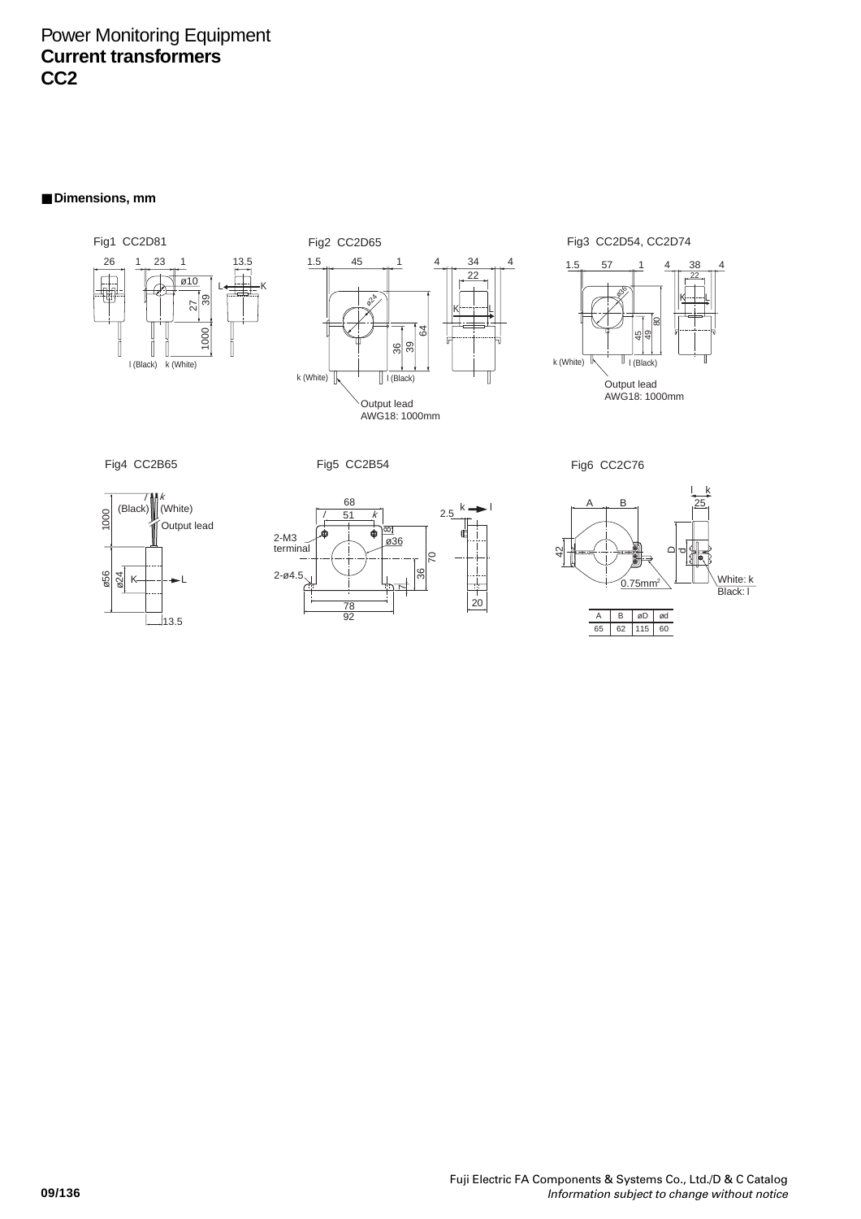# Power Monitoring Equipment
## Current transformers
## CC2

### ■ Dimensions, mm

Fig1 CC2D81

Fig2 CC2D65

Fig3 CC2D54, CC2D74

Fig4 CC2B65

Fig5 CC2B54

Fig6 CC2C76

| A | B | øD | ød |
|---|---|---|---|
| 65 | 62 | 115 | 60 |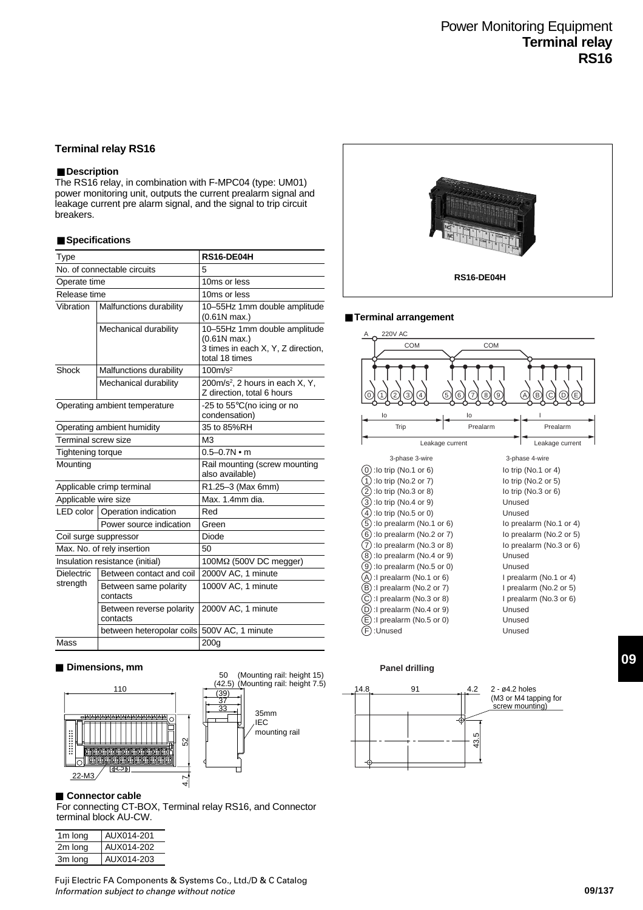# Terminal relay RS16

## Terminal relay RS16

### Description

The RS16 relay, in combination with F-MPC04 (type: UM01) power monitoring unit, outputs the current prealarm signal and leakage current pre alarm signal, and the signal to trip circuit breakers.

### Specifications

| Type | | RS16-DE04H |
|---|---|---|
| No. of connectable circuits | | 5 |
| Operate time | | 10ms or less |
| Release time | | 10ms or less |
| Vibration | Malfunctions durability | 10–55Hz 1mm double amplitude (0.61N max.) |
| | Mechanical durability | 10–55Hz 1mm double amplitude (0.61N max.) 3 times in each X, Y, Z direction, total 18 times |
| Shock | Malfunctions durability | $100m/s^2$ |
| | Mechanical durability | $200m/s^2$, 2 hours in each X, Y, Z direction, total 6 hours |
| Operating ambient temperature | | -25 to 55℃(no icing or no condensation) |
| Operating ambient humidity | | 35 to 85%RH |
| Terminal screw size | | M3 |
| Tightening torque | | 0.5–0.7N • m |
| Mounting | | Rail mounting (screw mounting also available) |
| Applicable crimp terminal | | R1.25–3 (Max 6mm) |
| Applicable wire size | | Max. 1.4mm dia. |
| LED color | Operation indication | Red |
| | Power source indication | Green |
| Coil surge suppressor | | Diode |
| Max. No. of rely insertion | | 50 |
| Insulation resistance (initial) | | 100MΩ (500V DC megger) |
| Dielectric strength | Between contact and coil | 2000V AC, 1 minute |
| | Between same polarity contacts | 1000V AC, 1 minute |
| | Between reverse polarity contacts | 2000V AC, 1 minute |
| | between heteropolar coils | 500V AC, 1 minute |
| Mass | | 200g |

RS16-DE04H

### Terminal arrangement

A 220V AC, COM, COM

0 1 2 3 4 — Io Trip | 5 6 7 8 9 — Io Prealarm | A B C D E — I Prealarm

Leakage current | Leakage current

| Terminal | 3-phase 3-wire | 3-phase 4-wire |
|---|---|---|
| 0 | Io trip (No.1 or 6) | Io trip (No.1 or 4) |
| 1 | Io trip (No.2 or 7) | Io trip (No.2 or 5) |
| 2 | Io trip (No.3 or 8) | Io trip (No.3 or 6) |
| 3 | Io trip (No.4 or 9) | Unused |
| 4 | Io trip (No.5 or 0) | Unused |
| 5 | Io prealarm (No.1 or 6) | Io prealarm (No.1 or 4) |
| 6 | Io prealarm (No.2 or 7) | Io prealarm (No.2 or 5) |
| 7 | Io prealarm (No.3 or 8) | Io prealarm (No.3 or 6) |
| 8 | Io prealarm (No.4 or 9) | Unused |
| 9 | Io prealarm (No.5 or 0) | Unused |
| A | I prealarm (No.1 or 6) | I prealarm (No.1 or 4) |
| B | I prealarm (No.2 or 7) | I prealarm (No.2 or 5) |
| C | I prealarm (No.3 or 8) | I prealarm (No.3 or 6) |
| D | I prealarm (No.4 or 9) | Unused |
| E | I prealarm (No.5 or 0) | Unused |
| F | Unused | Unused |

### Dimensions, mm

110; 52; 4.7; 22-M3; 50 (Mounting rail: height 15); (42.5) (Mounting rail: height 7.5); (39); 37; 33; 35mm IEC mounting rail

**Panel drilling**

14.8; 91; 4.2; 43.5; 2 - ø4.2 holes (M3 or M4 tapping for screw mounting)

### Connector cable

For connecting CT-BOX, Terminal relay RS16, and Connector terminal block AU-CW.

| 1m long | AUX014-201 |
|---|---|
| 2m long | AUX014-202 |
| 3m long | AUX014-203 |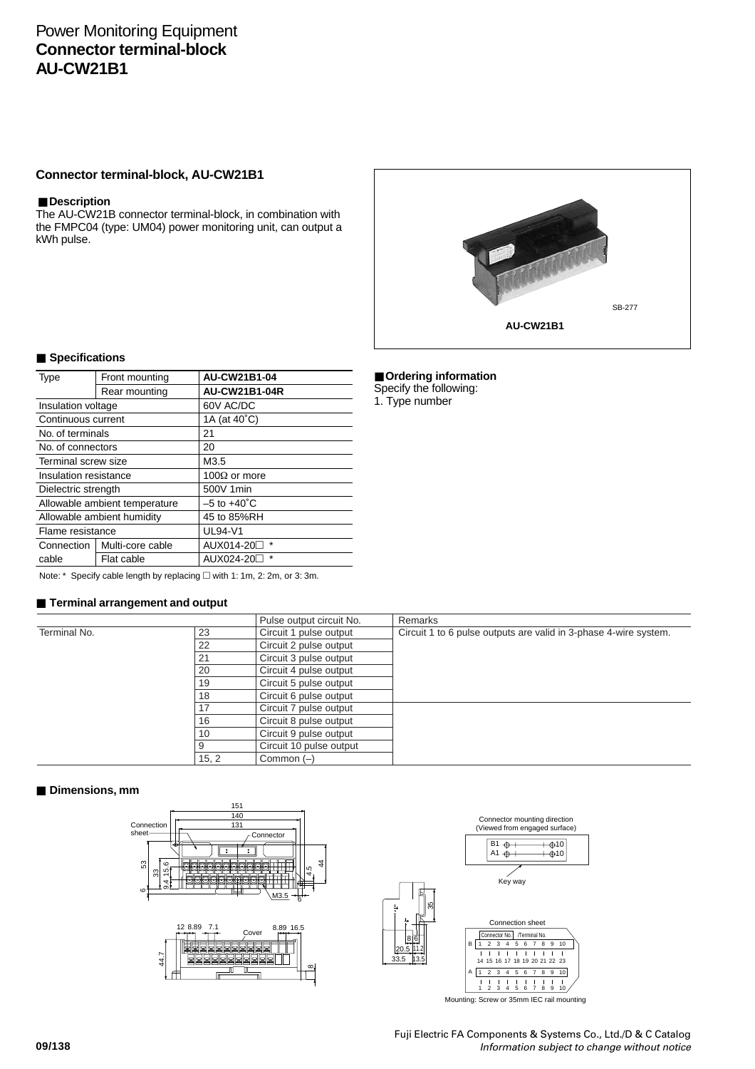# Power Monitoring Equipment
## Connector terminal-block
## AU-CW21B1

### Connector terminal-block, AU-CW21B1

**■ Description**

The AU-CW21B connector terminal-block, in combination with the FMPC04 (type: UM04) power monitoring unit, can output a kWh pulse.

SB-277

**AU-CW21B1**

**■ Specifications**

| | | |
|---|---|---|
| Type | Front mounting | **AU-CW21B1-04** |
| | Rear mounting | **AU-CW21B1-04R** |
| Insulation voltage | | 60V AC/DC |
| Continuous current | | 1A (at 40˚C) |
| No. of terminals | | 21 |
| No. of connectors | | 20 |
| Terminal screw size | | M3.5 |
| Insulation resistance | | 100Ω or more |
| Dielectric strength | | 500V 1min |
| Allowable ambient temperature | | –5 to +40˚C |
| Allowable ambient humidity | | 45 to 85%RH |
| Flame resistance | | UL94-V1 |
| Connection cable | Multi-core cable | AUX014-20□ * |
| | Flat cable | AUX024-20□ * |

Note: * Specify cable length by replacing □ with 1: 1m, 2: 2m, or 3: 3m.

**■ Ordering information**

Specify the following:
1. Type number

**■ Terminal arrangement and output**

| | | Pulse output circuit No. | Remarks |
|---|---|---|---|
| Terminal No. | 23 | Circuit 1 pulse output | Circuit 1 to 6 pulse outputs are valid in 3-phase 4-wire system. |
| | 22 | Circuit 2 pulse output | |
| | 21 | Circuit 3 pulse output | |
| | 20 | Circuit 4 pulse output | |
| | 19 | Circuit 5 pulse output | |
| | 18 | Circuit 6 pulse output | |
| | 17 | Circuit 7 pulse output | |
| | 16 | Circuit 8 pulse output | |
| | 10 | Circuit 9 pulse output | |
| | 9 | Circuit 10 pulse output | |
| | 15, 2 | Common (–) | |

**■ Dimensions, mm**

151
140
131
Connection sheet
Connector
53
33
15.6
9.4
6
44
4.5
M3.5
6
12 8.89 7.1
Cover
8.89 16.5
44.7
8

35
8 6
20.5 11.2
33.5 13.5

Connector mounting direction
(Viewed from engaged surface)
B1 10
A1 10
Key way

Connection sheet
Connector No. /Terminal No.
B 1 2 3 4 5 6 7 8 9 10
14 15 16 17 18 19 20 21 22 23
A 1 2 3 4 5 6 7 8 9 10
1 2 3 4 5 6 7 8 9 10

Mounting: Screw or 35mm IEC rail mounting

Fuji Electric FA Components & Systems Co., Ltd./D & C Catalog
*Information subject to change without notice*